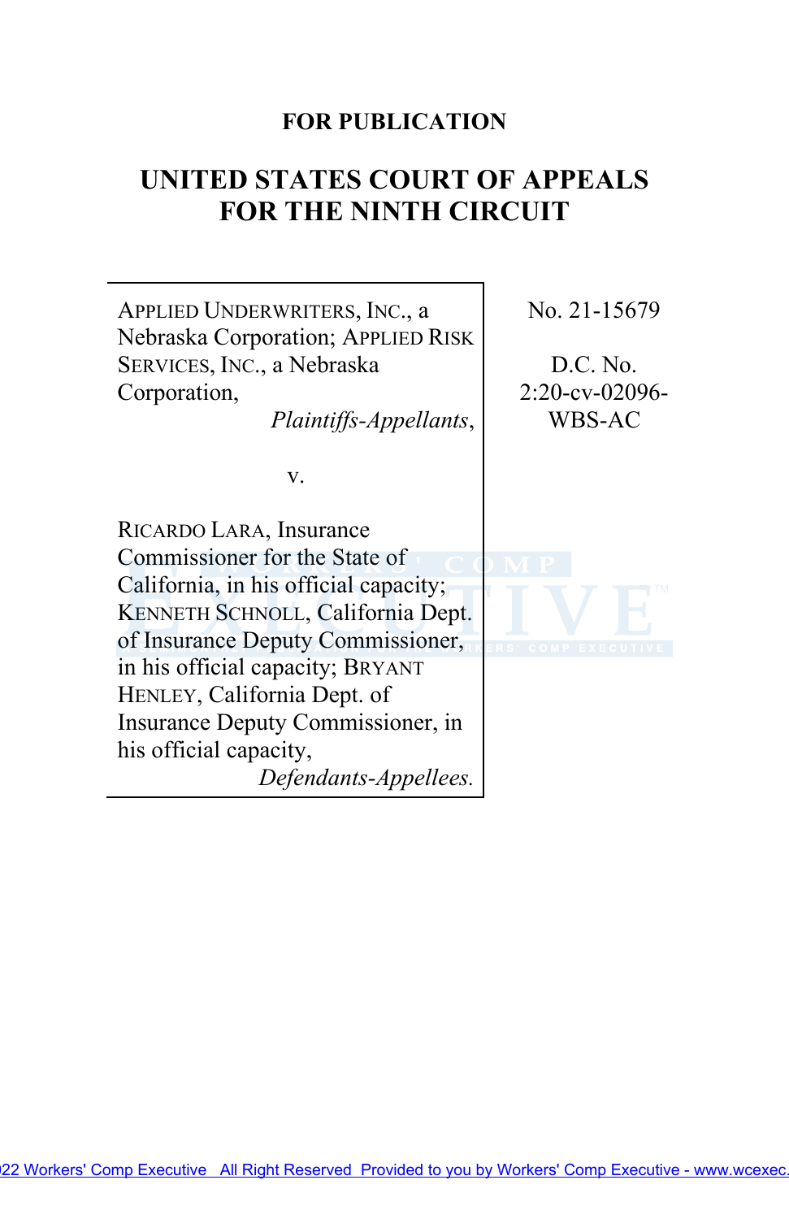**FOR PUBLICATION**

# UNITED STATES COURT OF APPEALS FOR THE NINTH CIRCUIT

| | |
|---|---|
| APPLIED UNDERWRITERS, INC., a Nebraska Corporation; APPLIED RISK SERVICES, INC., a Nebraska Corporation, *Plaintiffs-Appellants*, <br><br> v. <br><br> RICARDO LARA, Insurance Commissioner for the State of California, in his official capacity; KENNETH SCHNOLL, California Dept. of Insurance Deputy Commissioner, in his official capacity; BRYANT HENLEY, California Dept. of Insurance Deputy Commissioner, in his official capacity, *Defendants-Appellees*. | No. 21-15679 <br><br> D.C. No. 2:20-cv-02096-WBS-AC |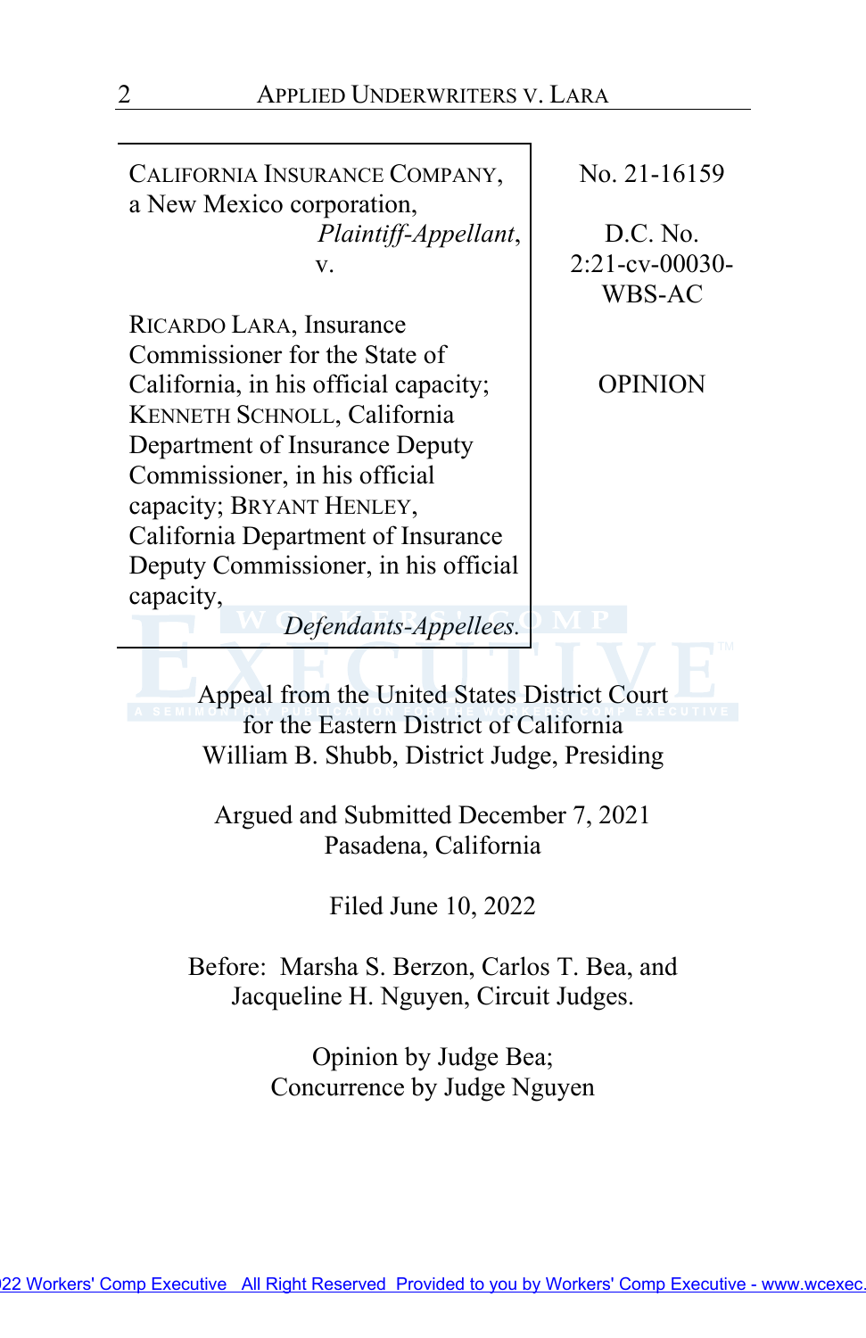CALIFORNIA INSURANCE COMPANY, a New Mexico corporation,
*Plaintiff-Appellant*,

v.

RICARDO LARA, Insurance Commissioner for the State of California, in his official capacity; KENNETH SCHNOLL, California Department of Insurance Deputy Commissioner, in his official capacity; BRYANT HENLEY, California Department of Insurance Deputy Commissioner, in his official capacity,
*Defendants-Appellees.*

No. 21-16159

D.C. No. 2:21-cv-00030-WBS-AC

OPINION

Appeal from the United States District Court for the Eastern District of California
William B. Shubb, District Judge, Presiding

Argued and Submitted December 7, 2021
Pasadena, California

Filed June 10, 2022

Before: Marsha S. Berzon, Carlos T. Bea, and Jacqueline H. Nguyen, Circuit Judges.

Opinion by Judge Bea;
Concurrence by Judge Nguyen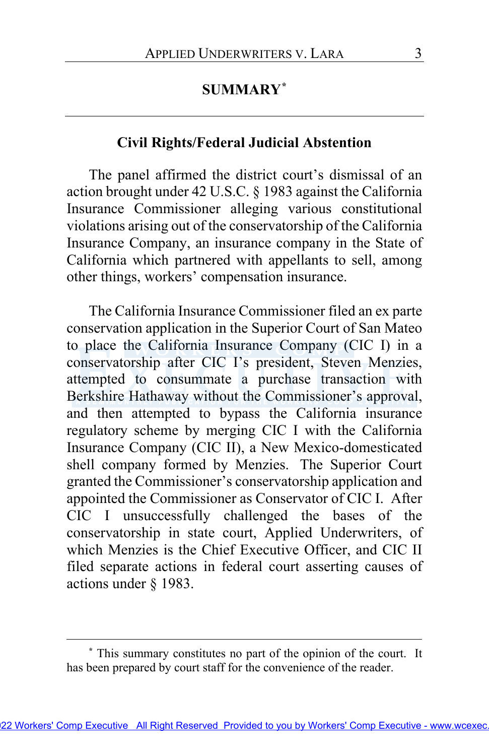## SUMMARY[*]

### Civil Rights/Federal Judicial Abstention

The panel affirmed the district court's dismissal of an action brought under 42 U.S.C. § 1983 against the California Insurance Commissioner alleging various constitutional violations arising out of the conservatorship of the California Insurance Company, an insurance company in the State of California which partnered with appellants to sell, among other things, workers' compensation insurance.

The California Insurance Commissioner filed an ex parte conservation application in the Superior Court of San Mateo to place the California Insurance Company (CIC I) in a conservatorship after CIC I's president, Steven Menzies, attempted to consummate a purchase transaction with Berkshire Hathaway without the Commissioner's approval, and then attempted to bypass the California insurance regulatory scheme by merging CIC I with the California Insurance Company (CIC II), a New Mexico-domesticated shell company formed by Menzies. The Superior Court granted the Commissioner's conservatorship application and appointed the Commissioner as Conservator of CIC I. After CIC I unsuccessfully challenged the bases of the conservatorship in state court, Applied Underwriters, of which Menzies is the Chief Executive Officer, and CIC II filed separate actions in federal court asserting causes of actions under § 1983.

---

[*] This summary constitutes no part of the opinion of the court. It has been prepared by court staff for the convenience of the reader.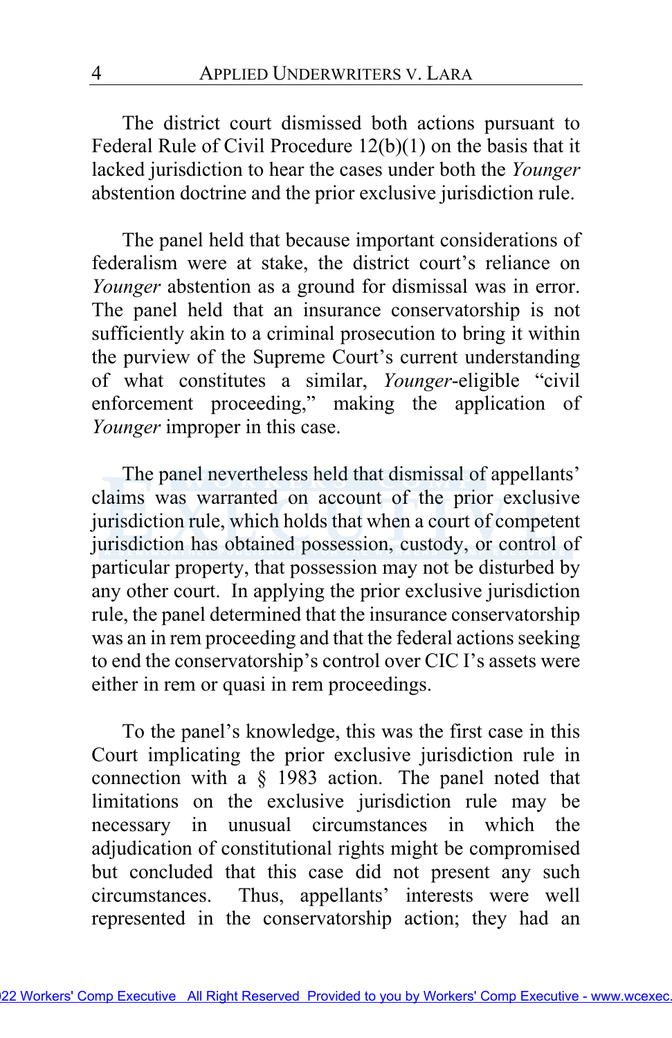The district court dismissed both actions pursuant to Federal Rule of Civil Procedure 12(b)(1) on the basis that it lacked jurisdiction to hear the cases under both the *Younger* abstention doctrine and the prior exclusive jurisdiction rule.

The panel held that because important considerations of federalism were at stake, the district court's reliance on *Younger* abstention as a ground for dismissal was in error. The panel held that an insurance conservatorship is not sufficiently akin to a criminal prosecution to bring it within the purview of the Supreme Court's current understanding of what constitutes a similar, *Younger*-eligible "civil enforcement proceeding," making the application of *Younger* improper in this case.

The panel nevertheless held that dismissal of appellants' claims was warranted on account of the prior exclusive jurisdiction rule, which holds that when a court of competent jurisdiction has obtained possession, custody, or control of particular property, that possession may not be disturbed by any other court. In applying the prior exclusive jurisdiction rule, the panel determined that the insurance conservatorship was an in rem proceeding and that the federal actions seeking to end the conservatorship's control over CIC I's assets were either in rem or quasi in rem proceedings.

To the panel's knowledge, this was the first case in this Court implicating the prior exclusive jurisdiction rule in connection with a § 1983 action. The panel noted that limitations on the exclusive jurisdiction rule may be necessary in unusual circumstances in which the adjudication of constitutional rights might be compromised but concluded that this case did not present any such circumstances. Thus, appellants' interests were well represented in the conservatorship action; they had an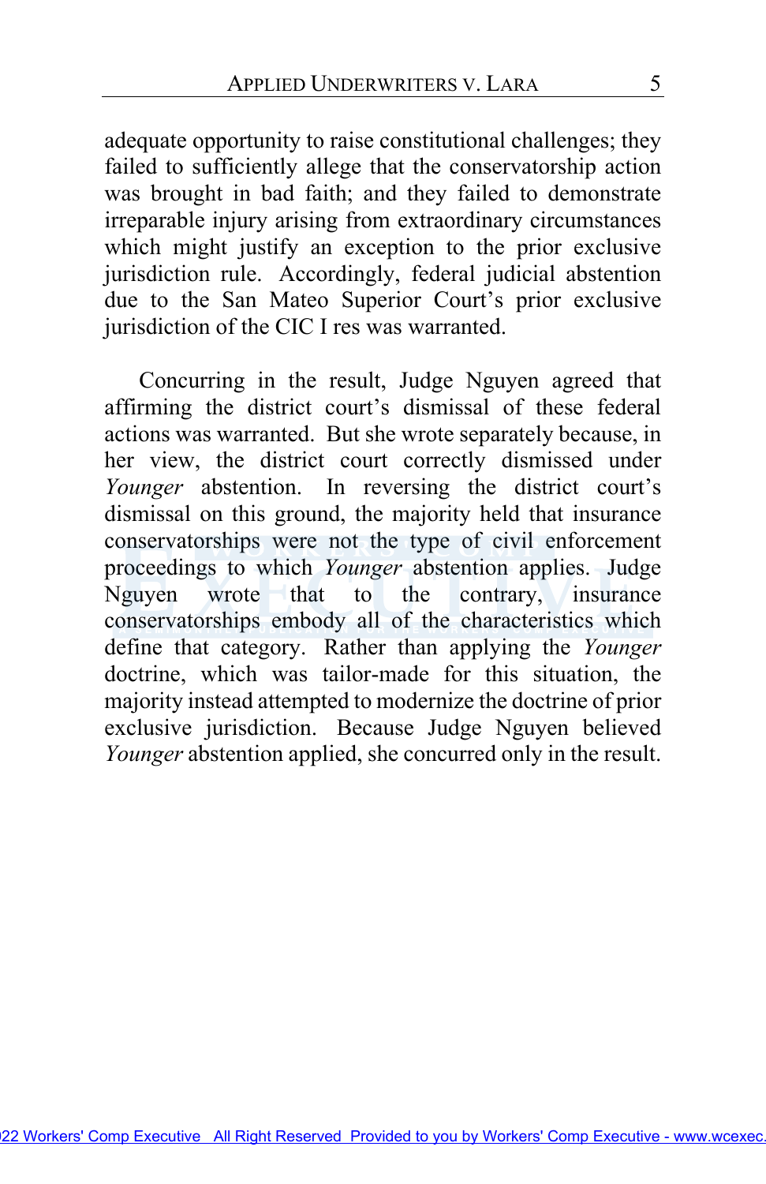adequate opportunity to raise constitutional challenges; they failed to sufficiently allege that the conservatorship action was brought in bad faith; and they failed to demonstrate irreparable injury arising from extraordinary circumstances which might justify an exception to the prior exclusive jurisdiction rule. Accordingly, federal judicial abstention due to the San Mateo Superior Court's prior exclusive jurisdiction of the CIC I res was warranted.

Concurring in the result, Judge Nguyen agreed that affirming the district court's dismissal of these federal actions was warranted. But she wrote separately because, in her view, the district court correctly dismissed under *Younger* abstention. In reversing the district court's dismissal on this ground, the majority held that insurance conservatorships were not the type of civil enforcement proceedings to which *Younger* abstention applies. Judge Nguyen wrote that to the contrary, insurance conservatorships embody all of the characteristics which define that category. Rather than applying the *Younger* doctrine, which was tailor-made for this situation, the majority instead attempted to modernize the doctrine of prior exclusive jurisdiction. Because Judge Nguyen believed *Younger* abstention applied, she concurred only in the result.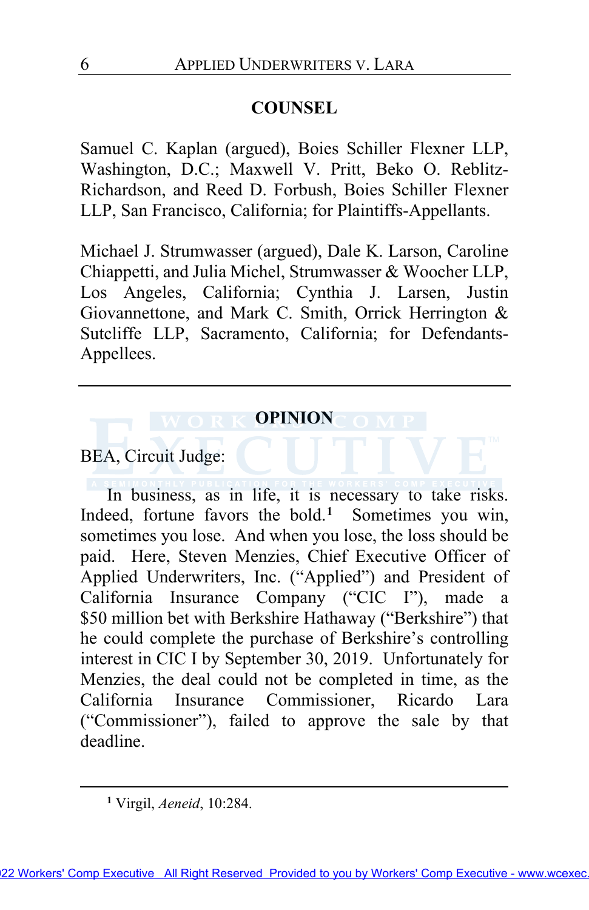## COUNSEL

Samuel C. Kaplan (argued), Boies Schiller Flexner LLP, Washington, D.C.; Maxwell V. Pritt, Beko O. Reblitz-Richardson, and Reed D. Forbush, Boies Schiller Flexner LLP, San Francisco, California; for Plaintiffs-Appellants.

Michael J. Strumwasser (argued), Dale K. Larson, Caroline Chiappetti, and Julia Michel, Strumwasser & Woocher LLP, Los Angeles, California; Cynthia J. Larsen, Justin Giovannettone, and Mark C. Smith, Orrick Herrington & Sutcliffe LLP, Sacramento, California; for Defendants-Appellees.

---

## OPINION

BEA, Circuit Judge:

In business, as in life, it is necessary to take risks. Indeed, fortune favors the bold.[1] Sometimes you win, sometimes you lose. And when you lose, the loss should be paid. Here, Steven Menzies, Chief Executive Officer of Applied Underwriters, Inc. ("Applied") and President of California Insurance Company ("CIC I"), made a $50 million bet with Berkshire Hathaway ("Berkshire") that he could complete the purchase of Berkshire's controlling interest in CIC I by September 30, 2019. Unfortunately for Menzies, the deal could not be completed in time, as the California Insurance Commissioner, Ricardo Lara ("Commissioner"), failed to approve the sale by that deadline.

---

[1] Virgil, *Aeneid*, 10:284.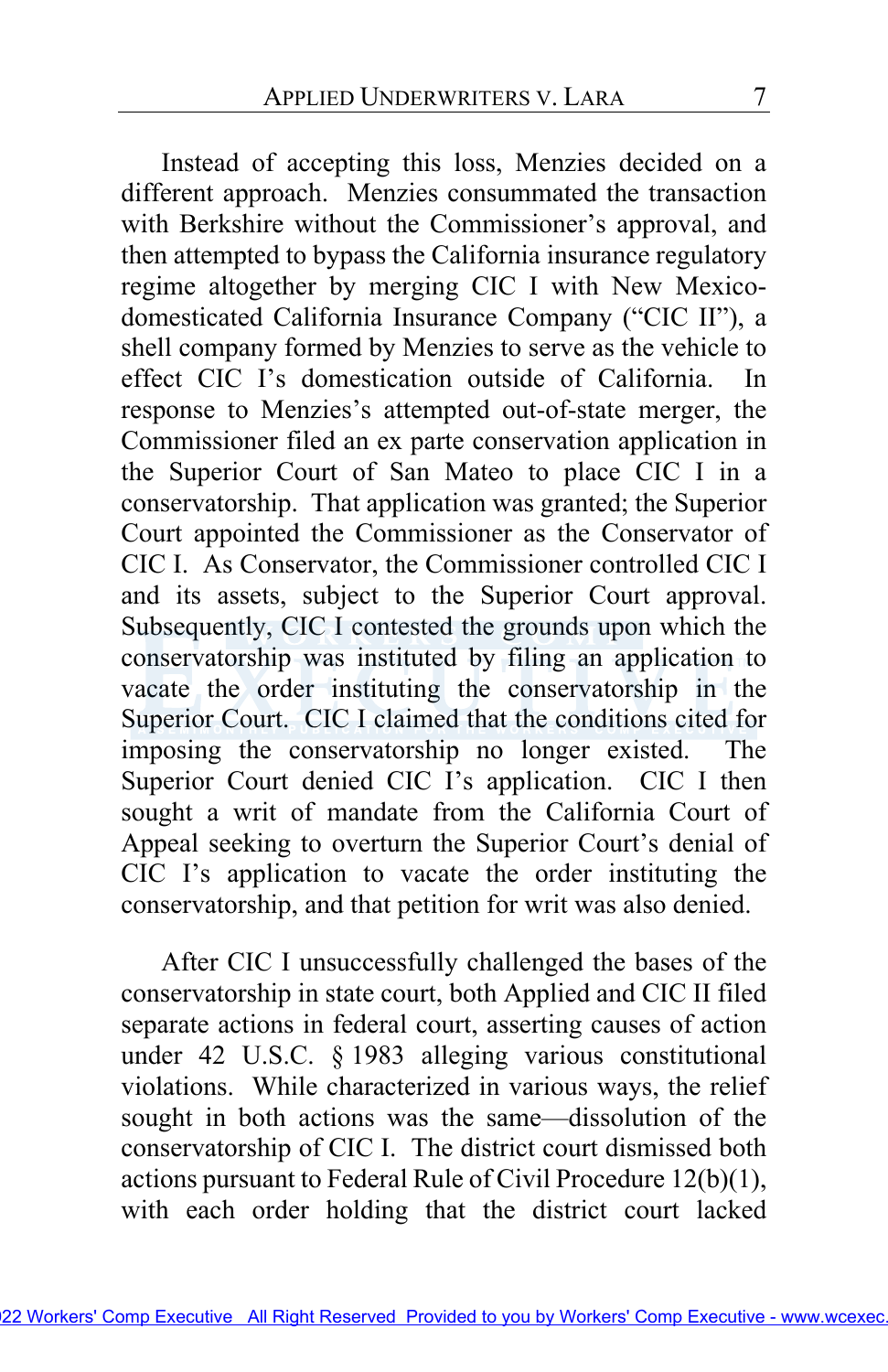Instead of accepting this loss, Menzies decided on a different approach. Menzies consummated the transaction with Berkshire without the Commissioner's approval, and then attempted to bypass the California insurance regulatory regime altogether by merging CIC I with New Mexico-domesticated California Insurance Company ("CIC II"), a shell company formed by Menzies to serve as the vehicle to effect CIC I's domestication outside of California. In response to Menzies's attempted out-of-state merger, the Commissioner filed an ex parte conservation application in the Superior Court of San Mateo to place CIC I in a conservatorship. That application was granted; the Superior Court appointed the Commissioner as the Conservator of CIC I. As Conservator, the Commissioner controlled CIC I and its assets, subject to the Superior Court approval. Subsequently, CIC I contested the grounds upon which the conservatorship was instituted by filing an application to vacate the order instituting the conservatorship in the Superior Court. CIC I claimed that the conditions cited for imposing the conservatorship no longer existed. The Superior Court denied CIC I's application. CIC I then sought a writ of mandate from the California Court of Appeal seeking to overturn the Superior Court's denial of CIC I's application to vacate the order instituting the conservatorship, and that petition for writ was also denied.

After CIC I unsuccessfully challenged the bases of the conservatorship in state court, both Applied and CIC II filed separate actions in federal court, asserting causes of action under 42 U.S.C. § 1983 alleging various constitutional violations. While characterized in various ways, the relief sought in both actions was the same—dissolution of the conservatorship of CIC I. The district court dismissed both actions pursuant to Federal Rule of Civil Procedure 12(b)(1), with each order holding that the district court lacked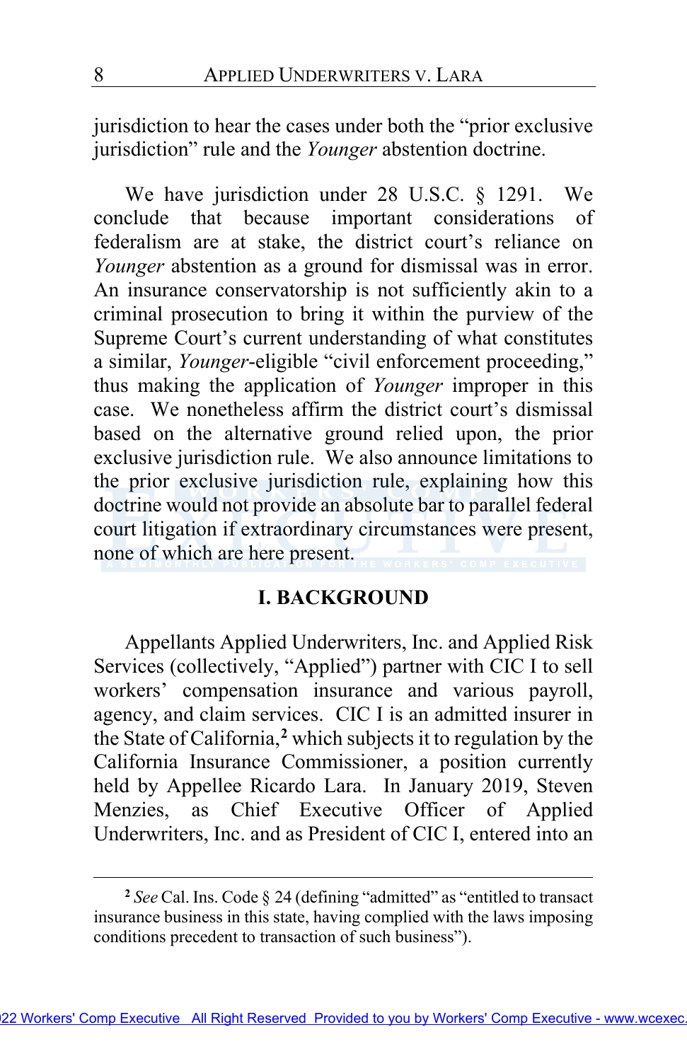jurisdiction to hear the cases under both the "prior exclusive jurisdiction" rule and the *Younger* abstention doctrine.

We have jurisdiction under 28 U.S.C. § 1291. We conclude that because important considerations of federalism are at stake, the district court's reliance on *Younger* abstention as a ground for dismissal was in error. An insurance conservatorship is not sufficiently akin to a criminal prosecution to bring it within the purview of the Supreme Court's current understanding of what constitutes a similar, *Younger*-eligible "civil enforcement proceeding," thus making the application of *Younger* improper in this case. We nonetheless affirm the district court's dismissal based on the alternative ground relied upon, the prior exclusive jurisdiction rule. We also announce limitations to the prior exclusive jurisdiction rule, explaining how this doctrine would not provide an absolute bar to parallel federal court litigation if extraordinary circumstances were present, none of which are here present.

## I. BACKGROUND

Appellants Applied Underwriters, Inc. and Applied Risk Services (collectively, "Applied") partner with CIC I to sell workers' compensation insurance and various payroll, agency, and claim services. CIC I is an admitted insurer in the State of California,[2] which subjects it to regulation by the California Insurance Commissioner, a position currently held by Appellee Ricardo Lara. In January 2019, Steven Menzies, as Chief Executive Officer of Applied Underwriters, Inc. and as President of CIC I, entered into an

[2] *See* Cal. Ins. Code § 24 (defining "admitted" as "entitled to transact insurance business in this state, having complied with the laws imposing conditions precedent to transaction of such business").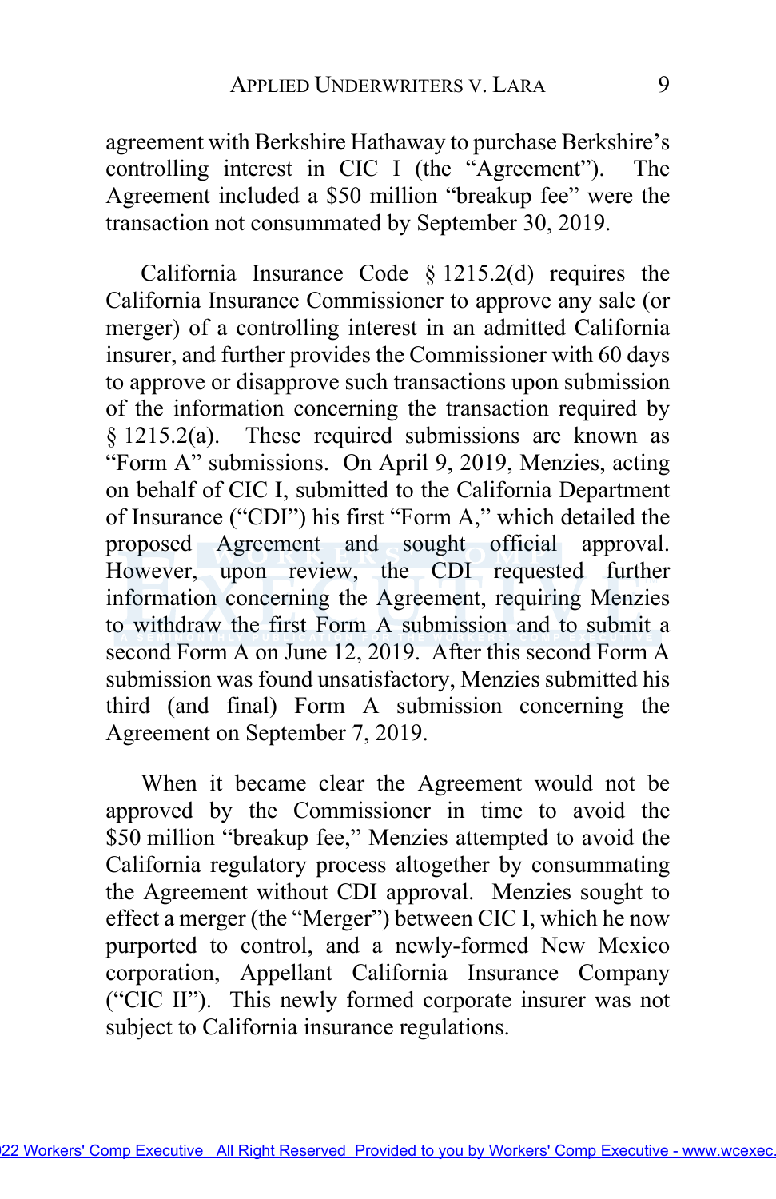agreement with Berkshire Hathaway to purchase Berkshire's controlling interest in CIC I (the "Agreement"). The Agreement included a $50 million "breakup fee" were the transaction not consummated by September 30, 2019.

California Insurance Code § 1215.2(d) requires the California Insurance Commissioner to approve any sale (or merger) of a controlling interest in an admitted California insurer, and further provides the Commissioner with 60 days to approve or disapprove such transactions upon submission of the information concerning the transaction required by § 1215.2(a). These required submissions are known as "Form A" submissions. On April 9, 2019, Menzies, acting on behalf of CIC I, submitted to the California Department of Insurance ("CDI") his first "Form A," which detailed the proposed Agreement and sought official approval. However, upon review, the CDI requested further information concerning the Agreement, requiring Menzies to withdraw the first Form A submission and to submit a second Form A on June 12, 2019. After this second Form A submission was found unsatisfactory, Menzies submitted his third (and final) Form A submission concerning the Agreement on September 7, 2019.

When it became clear the Agreement would not be approved by the Commissioner in time to avoid the $50 million "breakup fee," Menzies attempted to avoid the California regulatory process altogether by consummating the Agreement without CDI approval. Menzies sought to effect a merger (the "Merger") between CIC I, which he now purported to control, and a newly-formed New Mexico corporation, Appellant California Insurance Company ("CIC II"). This newly formed corporate insurer was not subject to California insurance regulations.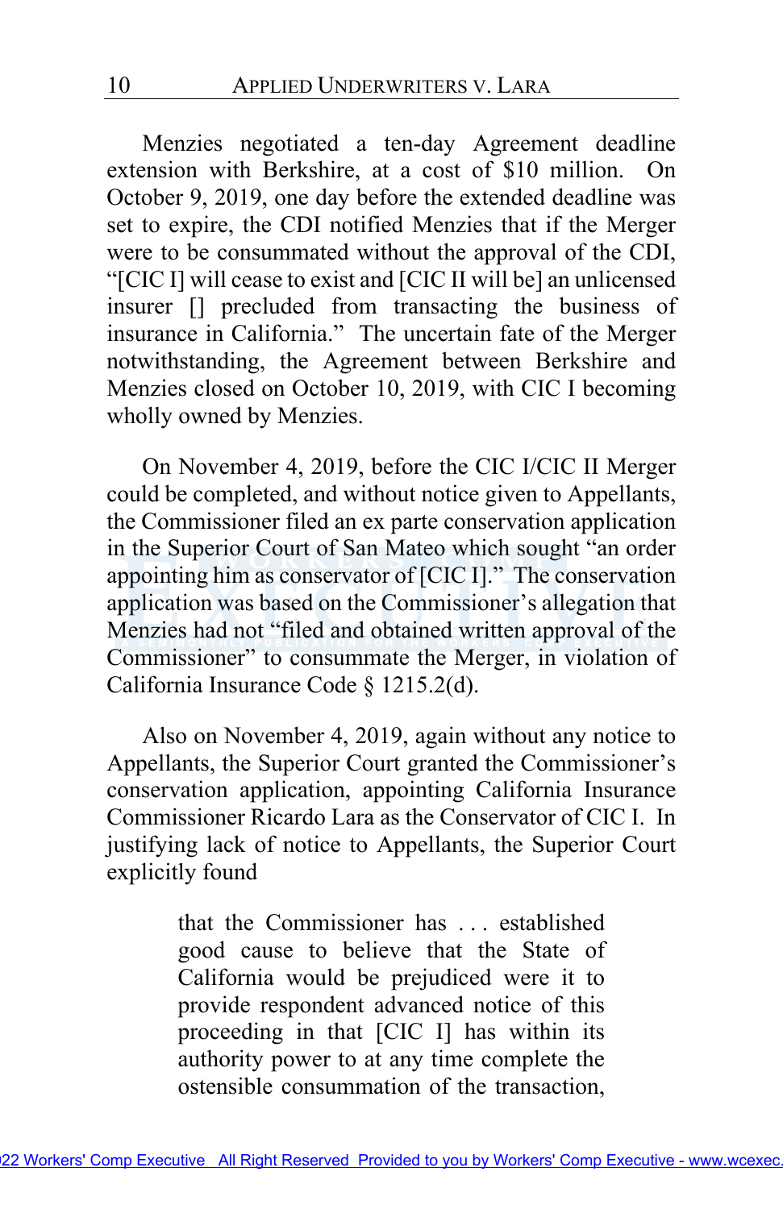Menzies negotiated a ten-day Agreement deadline extension with Berkshire, at a cost of $10 million. On October 9, 2019, one day before the extended deadline was set to expire, the CDI notified Menzies that if the Merger were to be consummated without the approval of the CDI, "[CIC I] will cease to exist and [CIC II will be] an unlicensed insurer [] precluded from transacting the business of insurance in California." The uncertain fate of the Merger notwithstanding, the Agreement between Berkshire and Menzies closed on October 10, 2019, with CIC I becoming wholly owned by Menzies.

On November 4, 2019, before the CIC I/CIC II Merger could be completed, and without notice given to Appellants, the Commissioner filed an ex parte conservation application in the Superior Court of San Mateo which sought "an order appointing him as conservator of [CIC I]." The conservation application was based on the Commissioner's allegation that Menzies had not "filed and obtained written approval of the Commissioner" to consummate the Merger, in violation of California Insurance Code § 1215.2(d).

Also on November 4, 2019, again without any notice to Appellants, the Superior Court granted the Commissioner's conservation application, appointing California Insurance Commissioner Ricardo Lara as the Conservator of CIC I. In justifying lack of notice to Appellants, the Superior Court explicitly found

> that the Commissioner has . . . established good cause to believe that the State of California would be prejudiced were it to provide respondent advanced notice of this proceeding in that [CIC I] has within its authority power to at any time complete the ostensible consummation of the transaction,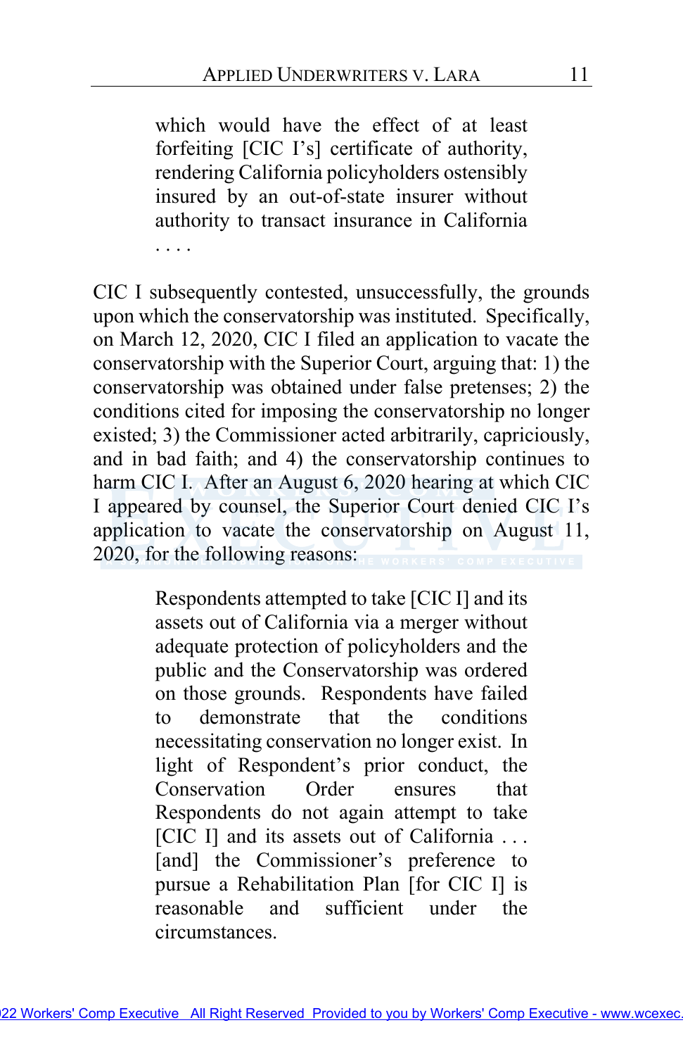> which would have the effect of at least forfeiting [CIC I's] certificate of authority, rendering California policyholders ostensibly insured by an out-of-state insurer without authority to transact insurance in California . . . .

CIC I subsequently contested, unsuccessfully, the grounds upon which the conservatorship was instituted. Specifically, on March 12, 2020, CIC I filed an application to vacate the conservatorship with the Superior Court, arguing that: 1) the conservatorship was obtained under false pretenses; 2) the conditions cited for imposing the conservatorship no longer existed; 3) the Commissioner acted arbitrarily, capriciously, and in bad faith; and 4) the conservatorship continues to harm CIC I. After an August 6, 2020 hearing at which CIC I appeared by counsel, the Superior Court denied CIC I's application to vacate the conservatorship on August 11, 2020, for the following reasons:

> Respondents attempted to take [CIC I] and its assets out of California via a merger without adequate protection of policyholders and the public and the Conservatorship was ordered on those grounds. Respondents have failed to demonstrate that the conditions necessitating conservation no longer exist. In light of Respondent's prior conduct, the Conservation Order ensures that Respondents do not again attempt to take [CIC I] and its assets out of California . . . [and] the Commissioner's preference to pursue a Rehabilitation Plan [for CIC I] is reasonable and sufficient under the circumstances.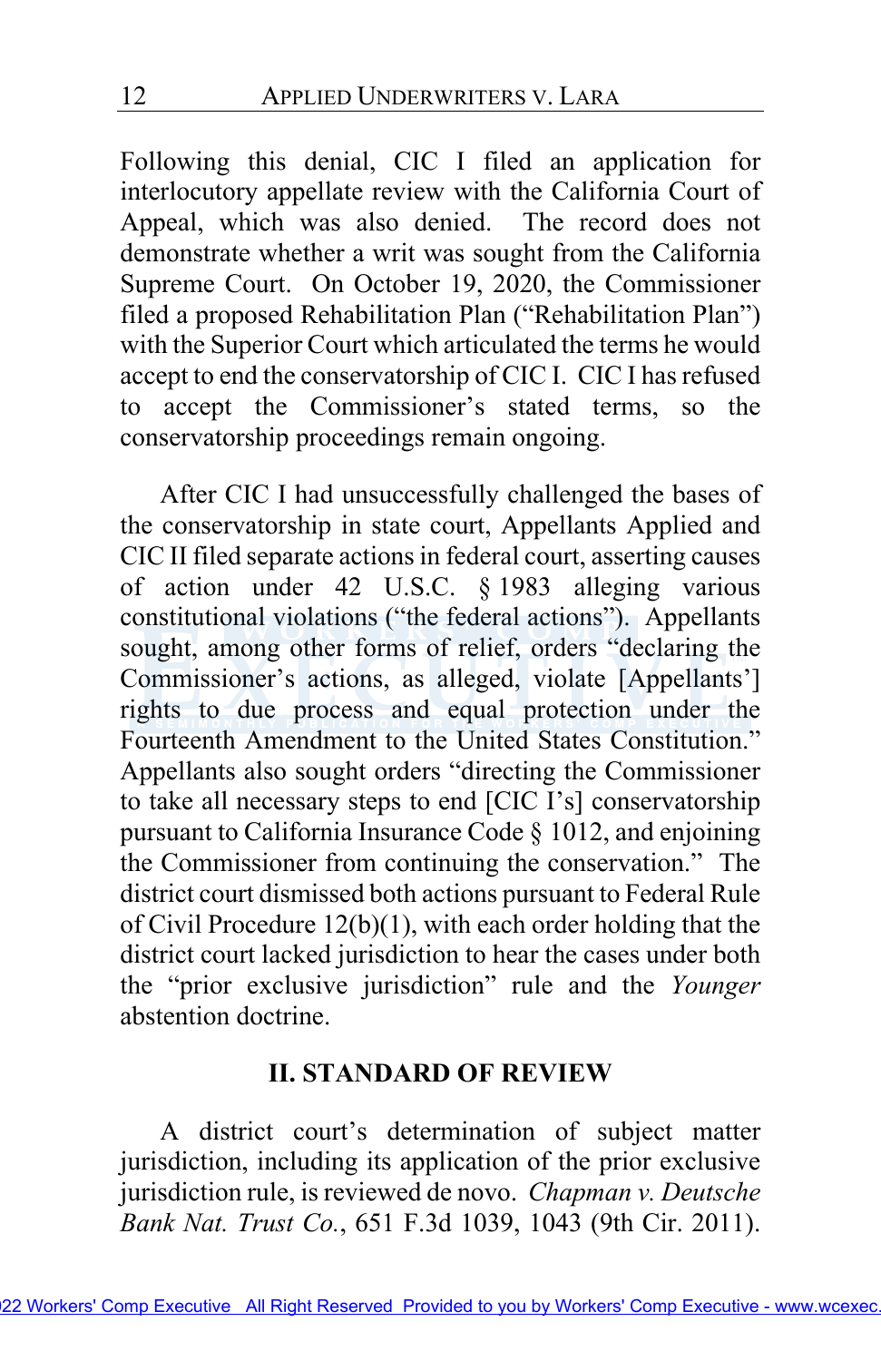Following this denial, CIC I filed an application for interlocutory appellate review with the California Court of Appeal, which was also denied. The record does not demonstrate whether a writ was sought from the California Supreme Court. On October 19, 2020, the Commissioner filed a proposed Rehabilitation Plan ("Rehabilitation Plan") with the Superior Court which articulated the terms he would accept to end the conservatorship of CIC I. CIC I has refused to accept the Commissioner's stated terms, so the conservatorship proceedings remain ongoing.

After CIC I had unsuccessfully challenged the bases of the conservatorship in state court, Appellants Applied and CIC II filed separate actions in federal court, asserting causes of action under 42 U.S.C. § 1983 alleging various constitutional violations ("the federal actions"). Appellants sought, among other forms of relief, orders "declaring the Commissioner's actions, as alleged, violate [Appellants'] rights to due process and equal protection under the Fourteenth Amendment to the United States Constitution." Appellants also sought orders "directing the Commissioner to take all necessary steps to end [CIC I's] conservatorship pursuant to California Insurance Code § 1012, and enjoining the Commissioner from continuing the conservation." The district court dismissed both actions pursuant to Federal Rule of Civil Procedure 12(b)(1), with each order holding that the district court lacked jurisdiction to hear the cases under both the "prior exclusive jurisdiction" rule and the *Younger* abstention doctrine.

## II. STANDARD OF REVIEW

A district court's determination of subject matter jurisdiction, including its application of the prior exclusive jurisdiction rule, is reviewed de novo. *Chapman v. Deutsche Bank Nat. Trust Co.*, 651 F.3d 1039, 1043 (9th Cir. 2011).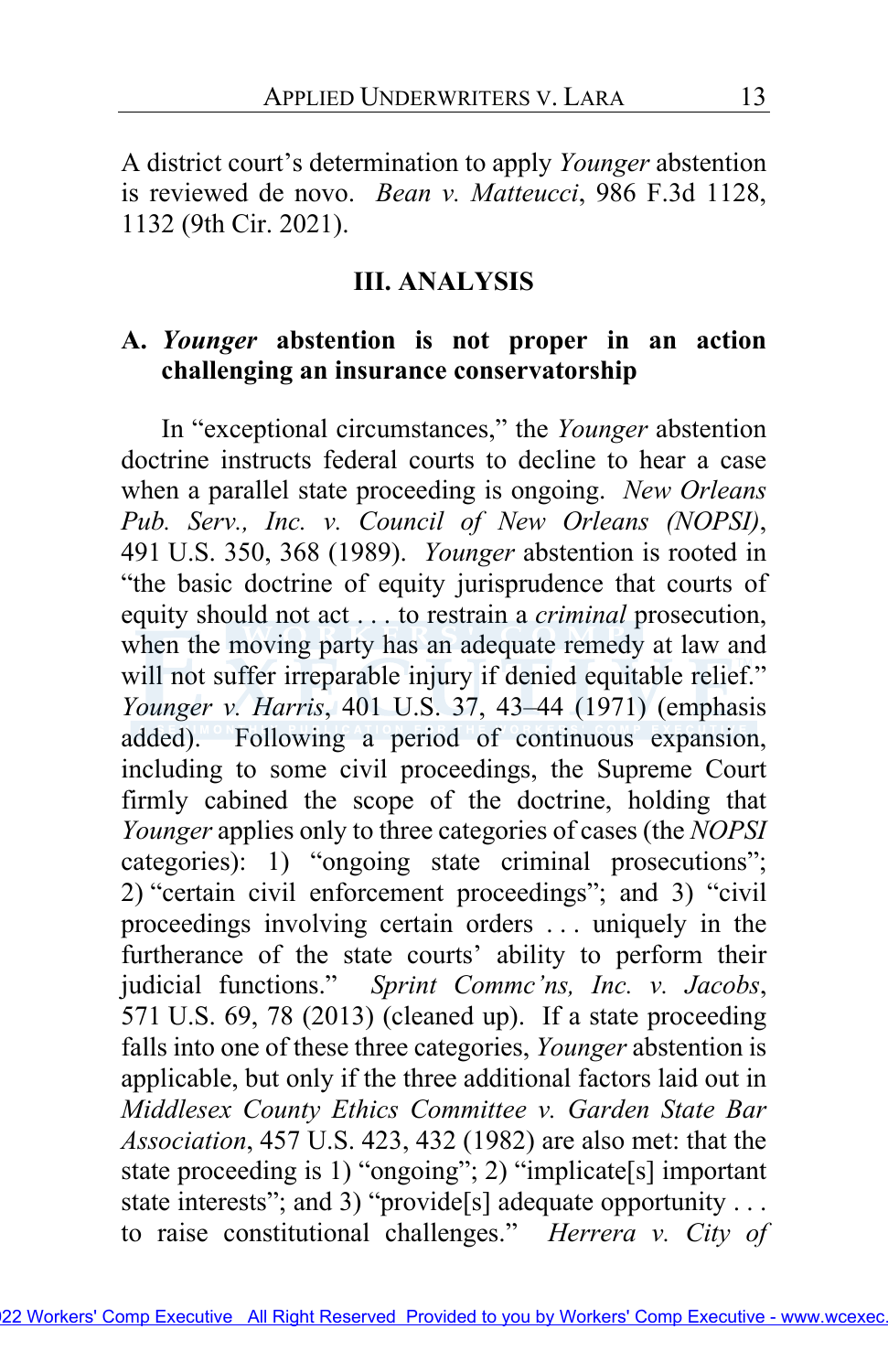A district court's determination to apply *Younger* abstention is reviewed de novo. *Bean v. Matteucci*, 986 F.3d 1128, 1132 (9th Cir. 2021).

## III. ANALYSIS

### A. *Younger* abstention is not proper in an action challenging an insurance conservatorship

In "exceptional circumstances," the *Younger* abstention doctrine instructs federal courts to decline to hear a case when a parallel state proceeding is ongoing. *New Orleans Pub. Serv., Inc. v. Council of New Orleans (NOPSI)*, 491 U.S. 350, 368 (1989). *Younger* abstention is rooted in "the basic doctrine of equity jurisprudence that courts of equity should not act . . . to restrain a *criminal* prosecution, when the moving party has an adequate remedy at law and will not suffer irreparable injury if denied equitable relief." *Younger v. Harris*, 401 U.S. 37, 43–44 (1971) (emphasis added). Following a period of continuous expansion, including to some civil proceedings, the Supreme Court firmly cabined the scope of the doctrine, holding that *Younger* applies only to three categories of cases (the *NOPSI* categories): 1) "ongoing state criminal prosecutions"; 2) "certain civil enforcement proceedings"; and 3) "civil proceedings involving certain orders . . . uniquely in the furtherance of the state courts' ability to perform their judicial functions." *Sprint Commc'ns, Inc. v. Jacobs*, 571 U.S. 69, 78 (2013) (cleaned up). If a state proceeding falls into one of these three categories, *Younger* abstention is applicable, but only if the three additional factors laid out in *Middlesex County Ethics Committee v. Garden State Bar Association*, 457 U.S. 423, 432 (1982) are also met: that the state proceeding is 1) "ongoing"; 2) "implicate[s] important state interests"; and 3) "provide[s] adequate opportunity . . . to raise constitutional challenges." *Herrera v. City of*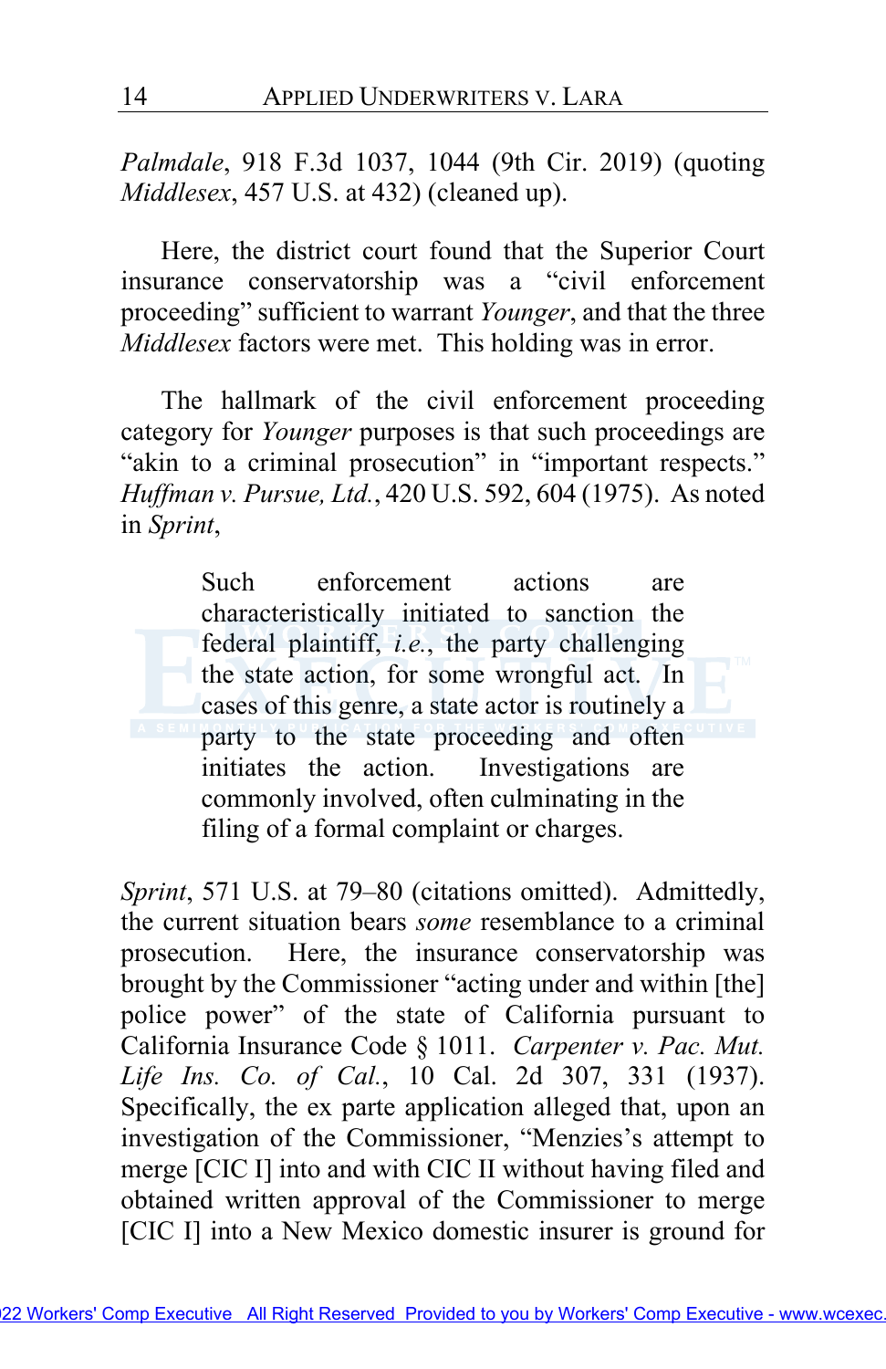*Palmdale*, 918 F.3d 1037, 1044 (9th Cir. 2019) (quoting *Middlesex*, 457 U.S. at 432) (cleaned up).

Here, the district court found that the Superior Court insurance conservatorship was a "civil enforcement proceeding" sufficient to warrant *Younger*, and that the three *Middlesex* factors were met. This holding was in error.

The hallmark of the civil enforcement proceeding category for *Younger* purposes is that such proceedings are "akin to a criminal prosecution" in "important respects." *Huffman v. Pursue, Ltd.*, 420 U.S. 592, 604 (1975). As noted in *Sprint*,

> Such enforcement actions are characteristically initiated to sanction the federal plaintiff, *i.e.*, the party challenging the state action, for some wrongful act. In cases of this genre, a state actor is routinely a party to the state proceeding and often initiates the action. Investigations are commonly involved, often culminating in the filing of a formal complaint or charges.

*Sprint*, 571 U.S. at 79–80 (citations omitted). Admittedly, the current situation bears *some* resemblance to a criminal prosecution. Here, the insurance conservatorship was brought by the Commissioner "acting under and within [the] police power" of the state of California pursuant to California Insurance Code § 1011. *Carpenter v. Pac. Mut. Life Ins. Co. of Cal.*, 10 Cal. 2d 307, 331 (1937). Specifically, the ex parte application alleged that, upon an investigation of the Commissioner, "Menzies's attempt to merge [CIC I] into and with CIC II without having filed and obtained written approval of the Commissioner to merge [CIC I] into a New Mexico domestic insurer is ground for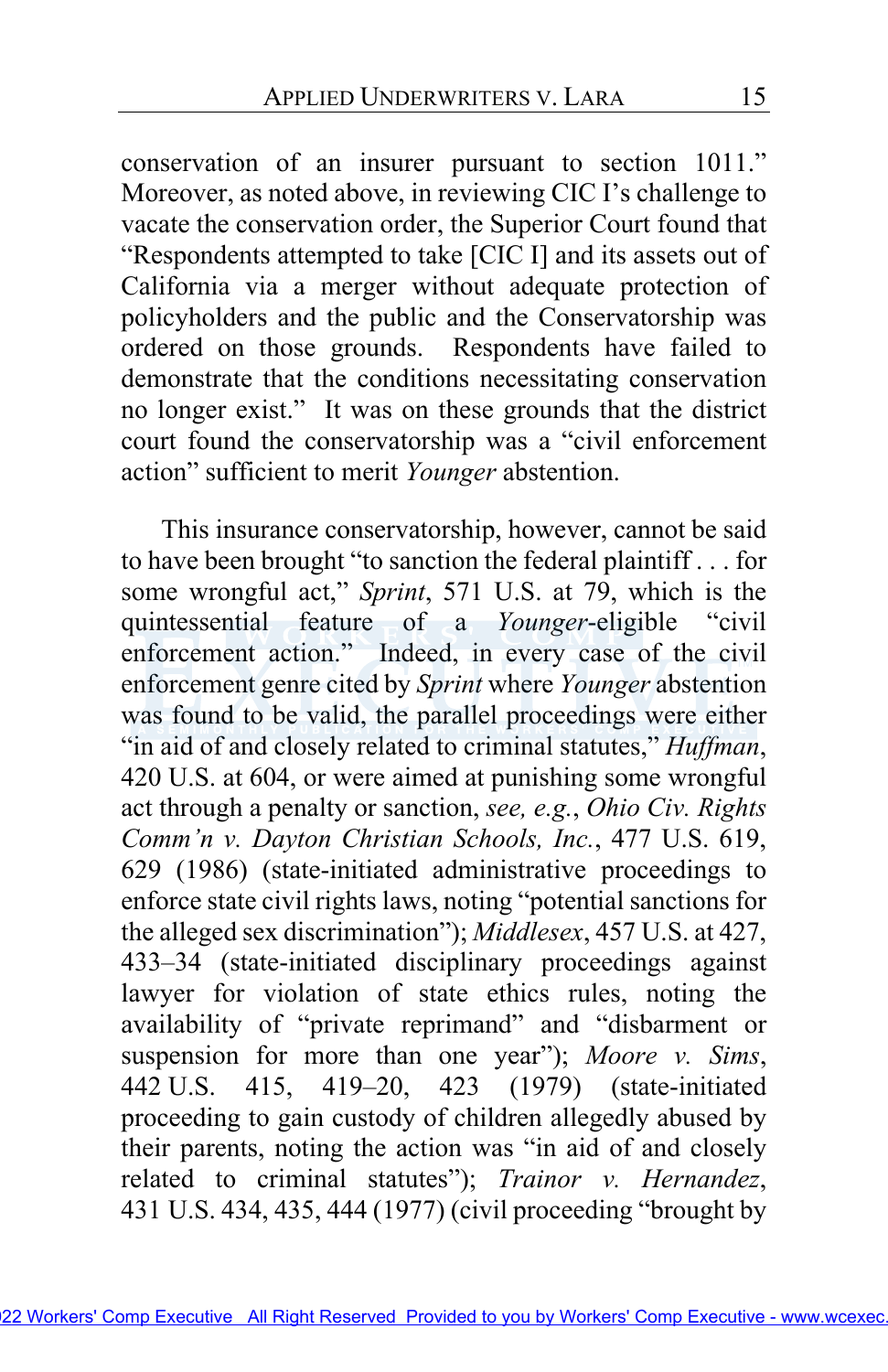conservation of an insurer pursuant to section 1011." Moreover, as noted above, in reviewing CIC I's challenge to vacate the conservation order, the Superior Court found that "Respondents attempted to take [CIC I] and its assets out of California via a merger without adequate protection of policyholders and the public and the Conservatorship was ordered on those grounds. Respondents have failed to demonstrate that the conditions necessitating conservation no longer exist." It was on these grounds that the district court found the conservatorship was a "civil enforcement action" sufficient to merit *Younger* abstention.

This insurance conservatorship, however, cannot be said to have been brought "to sanction the federal plaintiff . . . for some wrongful act," *Sprint*, 571 U.S. at 79, which is the quintessential feature of a *Younger*-eligible "civil enforcement action." Indeed, in every case of the civil enforcement genre cited by *Sprint* where *Younger* abstention was found to be valid, the parallel proceedings were either "in aid of and closely related to criminal statutes," *Huffman*, 420 U.S. at 604, or were aimed at punishing some wrongful act through a penalty or sanction, *see, e.g.*, *Ohio Civ. Rights Comm'n v. Dayton Christian Schools, Inc.*, 477 U.S. 619, 629 (1986) (state-initiated administrative proceedings to enforce state civil rights laws, noting "potential sanctions for the alleged sex discrimination"); *Middlesex*, 457 U.S. at 427, 433–34 (state-initiated disciplinary proceedings against lawyer for violation of state ethics rules, noting the availability of "private reprimand" and "disbarment or suspension for more than one year"); *Moore v. Sims*, 442 U.S. 415, 419–20, 423 (1979) (state-initiated proceeding to gain custody of children allegedly abused by their parents, noting the action was "in aid of and closely related to criminal statutes"); *Trainor v. Hernandez*, 431 U.S. 434, 435, 444 (1977) (civil proceeding "brought by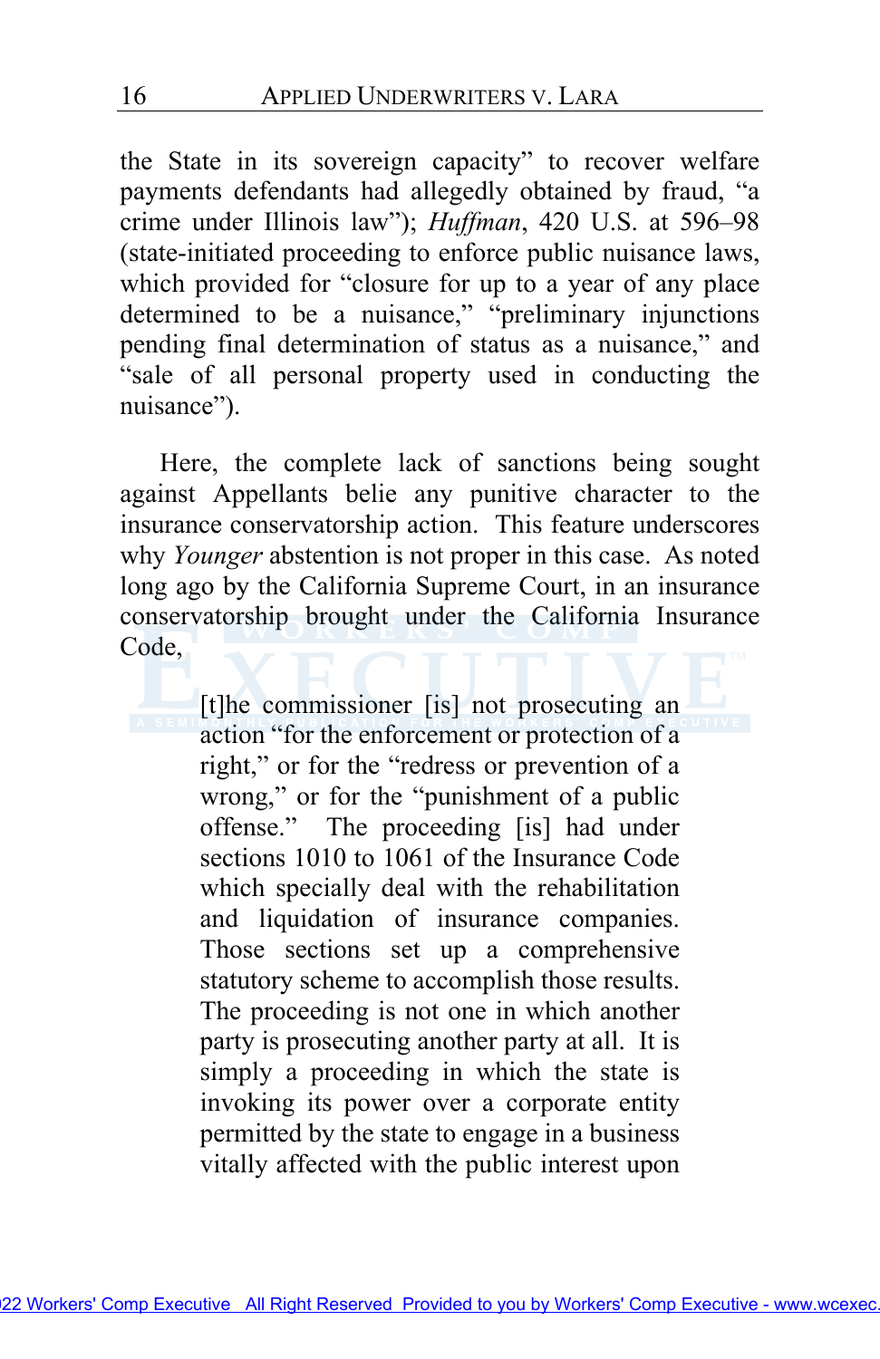the State in its sovereign capacity" to recover welfare payments defendants had allegedly obtained by fraud, "a crime under Illinois law"); *Huffman*, 420 U.S. at 596–98 (state-initiated proceeding to enforce public nuisance laws, which provided for "closure for up to a year of any place determined to be a nuisance," "preliminary injunctions pending final determination of status as a nuisance," and "sale of all personal property used in conducting the nuisance").

Here, the complete lack of sanctions being sought against Appellants belie any punitive character to the insurance conservatorship action. This feature underscores why *Younger* abstention is not proper in this case. As noted long ago by the California Supreme Court, in an insurance conservatorship brought under the California Insurance Code,

> [t]he commissioner [is] not prosecuting an action "for the enforcement or protection of a right," or for the "redress or prevention of a wrong," or for the "punishment of a public offense." The proceeding [is] had under sections 1010 to 1061 of the Insurance Code which specially deal with the rehabilitation and liquidation of insurance companies. Those sections set up a comprehensive statutory scheme to accomplish those results. The proceeding is not one in which another party is prosecuting another party at all. It is simply a proceeding in which the state is invoking its power over a corporate entity permitted by the state to engage in a business vitally affected with the public interest upon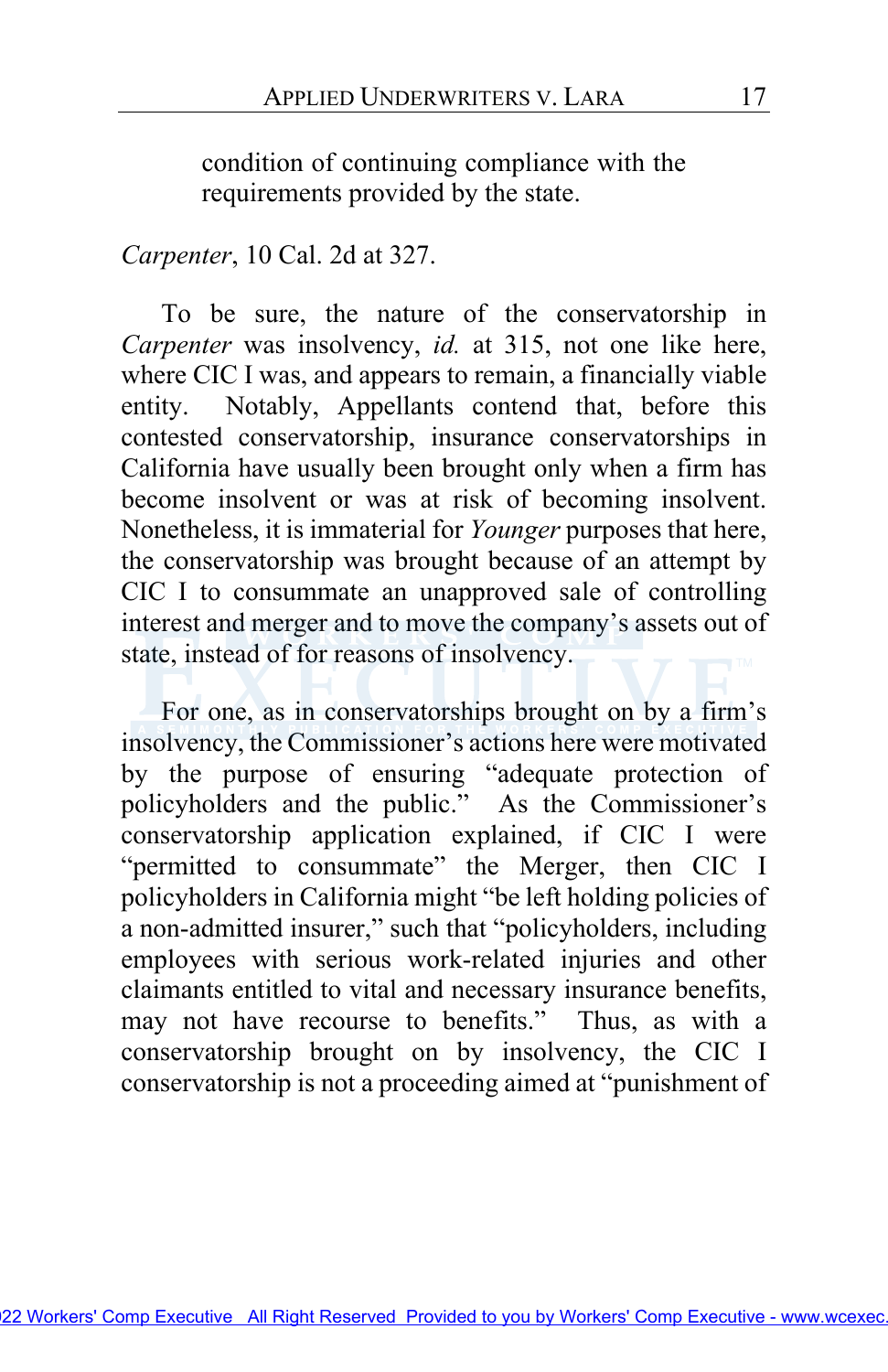> condition of continuing compliance with the requirements provided by the state.

*Carpenter*, 10 Cal. 2d at 327.

To be sure, the nature of the conservatorship in *Carpenter* was insolvency, *id.* at 315, not one like here, where CIC I was, and appears to remain, a financially viable entity. Notably, Appellants contend that, before this contested conservatorship, insurance conservatorships in California have usually been brought only when a firm has become insolvent or was at risk of becoming insolvent. Nonetheless, it is immaterial for *Younger* purposes that here, the conservatorship was brought because of an attempt by CIC I to consummate an unapproved sale of controlling interest and merger and to move the company's assets out of state, instead of for reasons of insolvency.

For one, as in conservatorships brought on by a firm's insolvency, the Commissioner's actions here were motivated by the purpose of ensuring "adequate protection of policyholders and the public." As the Commissioner's conservatorship application explained, if CIC I were "permitted to consummate" the Merger, then CIC I policyholders in California might "be left holding policies of a non-admitted insurer," such that "policyholders, including employees with serious work-related injuries and other claimants entitled to vital and necessary insurance benefits, may not have recourse to benefits." Thus, as with a conservatorship brought on by insolvency, the CIC I conservatorship is not a proceeding aimed at "punishment of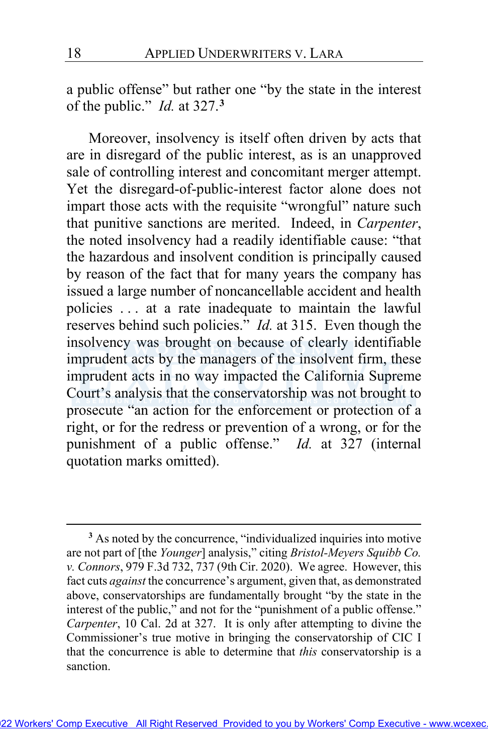a public offense" but rather one "by the state in the interest of the public." *Id.* at 327.[3]

Moreover, insolvency is itself often driven by acts that are in disregard of the public interest, as is an unapproved sale of controlling interest and concomitant merger attempt. Yet the disregard-of-public-interest factor alone does not impart those acts with the requisite "wrongful" nature such that punitive sanctions are merited. Indeed, in *Carpenter*, the noted insolvency had a readily identifiable cause: "that the hazardous and insolvent condition is principally caused by reason of the fact that for many years the company has issued a large number of noncancellable accident and health policies . . . at a rate inadequate to maintain the lawful reserves behind such policies." *Id.* at 315. Even though the insolvency was brought on because of clearly identifiable imprudent acts by the managers of the insolvent firm, these imprudent acts in no way impacted the California Supreme Court's analysis that the conservatorship was not brought to prosecute "an action for the enforcement or protection of a right, or for the redress or prevention of a wrong, or for the punishment of a public offense." *Id.* at 327 (internal quotation marks omitted).

---

[3] As noted by the concurrence, "individualized inquiries into motive are not part of [the *Younger*] analysis," citing *Bristol-Meyers Squibb Co. v. Connors*, 979 F.3d 732, 737 (9th Cir. 2020). We agree. However, this fact cuts *against* the concurrence's argument, given that, as demonstrated above, conservatorships are fundamentally brought "by the state in the interest of the public," and not for the "punishment of a public offense." *Carpenter*, 10 Cal. 2d at 327. It is only after attempting to divine the Commissioner's true motive in bringing the conservatorship of CIC I that the concurrence is able to determine that *this* conservatorship is a sanction.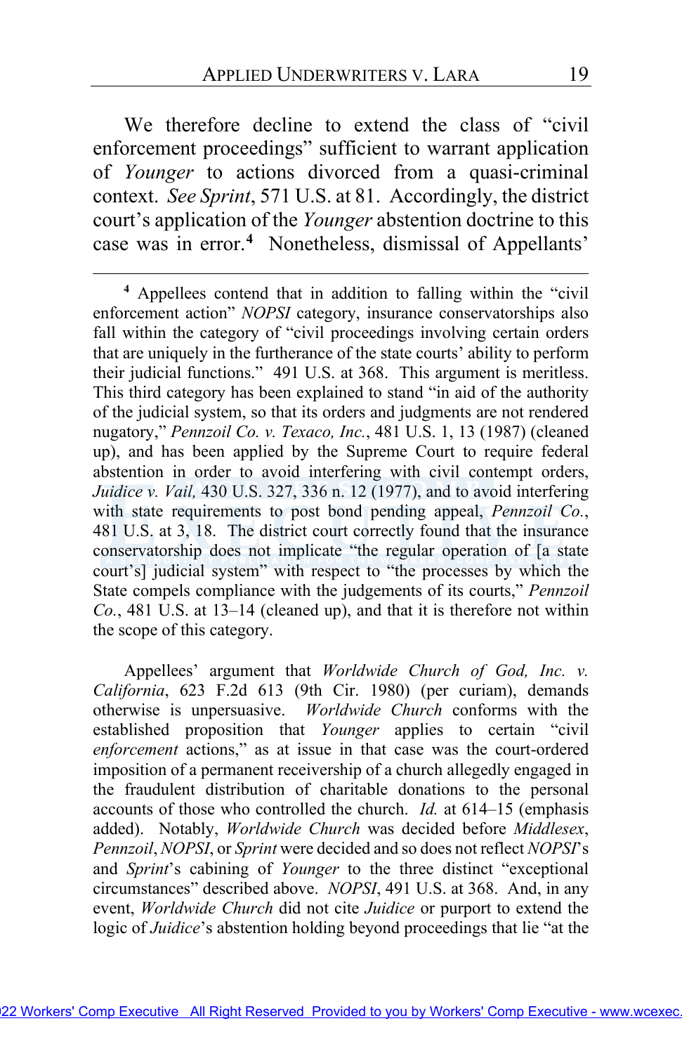We therefore decline to extend the class of "civil enforcement proceedings" sufficient to warrant application of *Younger* to actions divorced from a quasi-criminal context. *See Sprint*, 571 U.S. at 81. Accordingly, the district court's application of the *Younger* abstention doctrine to this case was in error.[4] Nonetheless, dismissal of Appellants'

---

[4] Appellees contend that in addition to falling within the "civil enforcement action" *NOPSI* category, insurance conservatorships also fall within the category of "civil proceedings involving certain orders that are uniquely in the furtherance of the state courts' ability to perform their judicial functions." 491 U.S. at 368. This argument is meritless. This third category has been explained to stand "in aid of the authority of the judicial system, so that its orders and judgments are not rendered nugatory," *Pennzoil Co. v. Texaco, Inc.*, 481 U.S. 1, 13 (1987) (cleaned up), and has been applied by the Supreme Court to require federal abstention in order to avoid interfering with civil contempt orders, *Juidice v. Vail,* 430 U.S. 327, 336 n. 12 (1977), and to avoid interfering with state requirements to post bond pending appeal, *Pennzoil Co.*, 481 U.S. at 3, 18. The district court correctly found that the insurance conservatorship does not implicate "the regular operation of [a state court's] judicial system" with respect to "the processes by which the State compels compliance with the judgements of its courts," *Pennzoil Co.*, 481 U.S. at 13–14 (cleaned up), and that it is therefore not within the scope of this category.

Appellees' argument that *Worldwide Church of God, Inc. v. California*, 623 F.2d 613 (9th Cir. 1980) (per curiam), demands otherwise is unpersuasive. *Worldwide Church* conforms with the established proposition that *Younger* applies to certain "civil *enforcement* actions," as at issue in that case was the court-ordered imposition of a permanent receivership of a church allegedly engaged in the fraudulent distribution of charitable donations to the personal accounts of those who controlled the church. *Id.* at 614–15 (emphasis added). Notably, *Worldwide Church* was decided before *Middlesex*, *Pennzoil*, *NOPSI*, or *Sprint* were decided and so does not reflect *NOPSI*'s and *Sprint*'s cabining of *Younger* to the three distinct "exceptional circumstances" described above. *NOPSI*, 491 U.S. at 368. And, in any event, *Worldwide Church* did not cite *Juidice* or purport to extend the logic of *Juidice*'s abstention holding beyond proceedings that lie "at the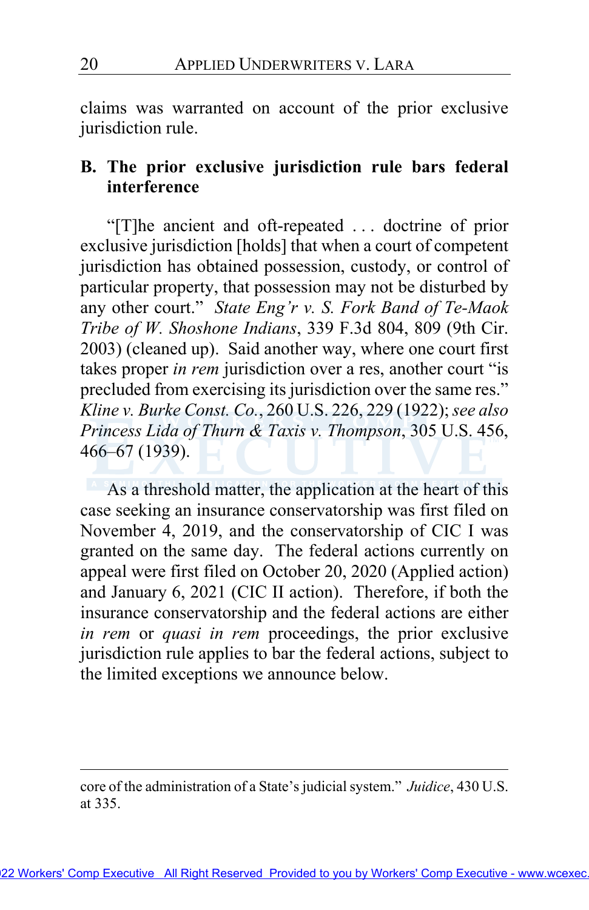claims was warranted on account of the prior exclusive jurisdiction rule.

## B. The prior exclusive jurisdiction rule bars federal interference

"[T]he ancient and oft-repeated . . . doctrine of prior exclusive jurisdiction [holds] that when a court of competent jurisdiction has obtained possession, custody, or control of particular property, that possession may not be disturbed by any other court." *State Eng'r v. S. Fork Band of Te-Maok Tribe of W. Shoshone Indians*, 339 F.3d 804, 809 (9th Cir. 2003) (cleaned up). Said another way, where one court first takes proper *in rem* jurisdiction over a res, another court "is precluded from exercising its jurisdiction over the same res." *Kline v. Burke Const. Co.*, 260 U.S. 226, 229 (1922); *see also Princess Lida of Thurn & Taxis v. Thompson*, 305 U.S. 456, 466–67 (1939).

As a threshold matter, the application at the heart of this case seeking an insurance conservatorship was first filed on November 4, 2019, and the conservatorship of CIC I was granted on the same day. The federal actions currently on appeal were first filed on October 20, 2020 (Applied action) and January 6, 2021 (CIC II action). Therefore, if both the insurance conservatorship and the federal actions are either *in rem* or *quasi in rem* proceedings, the prior exclusive jurisdiction rule applies to bar the federal actions, subject to the limited exceptions we announce below.

---

core of the administration of a State's judicial system." *Juidice*, 430 U.S. at 335.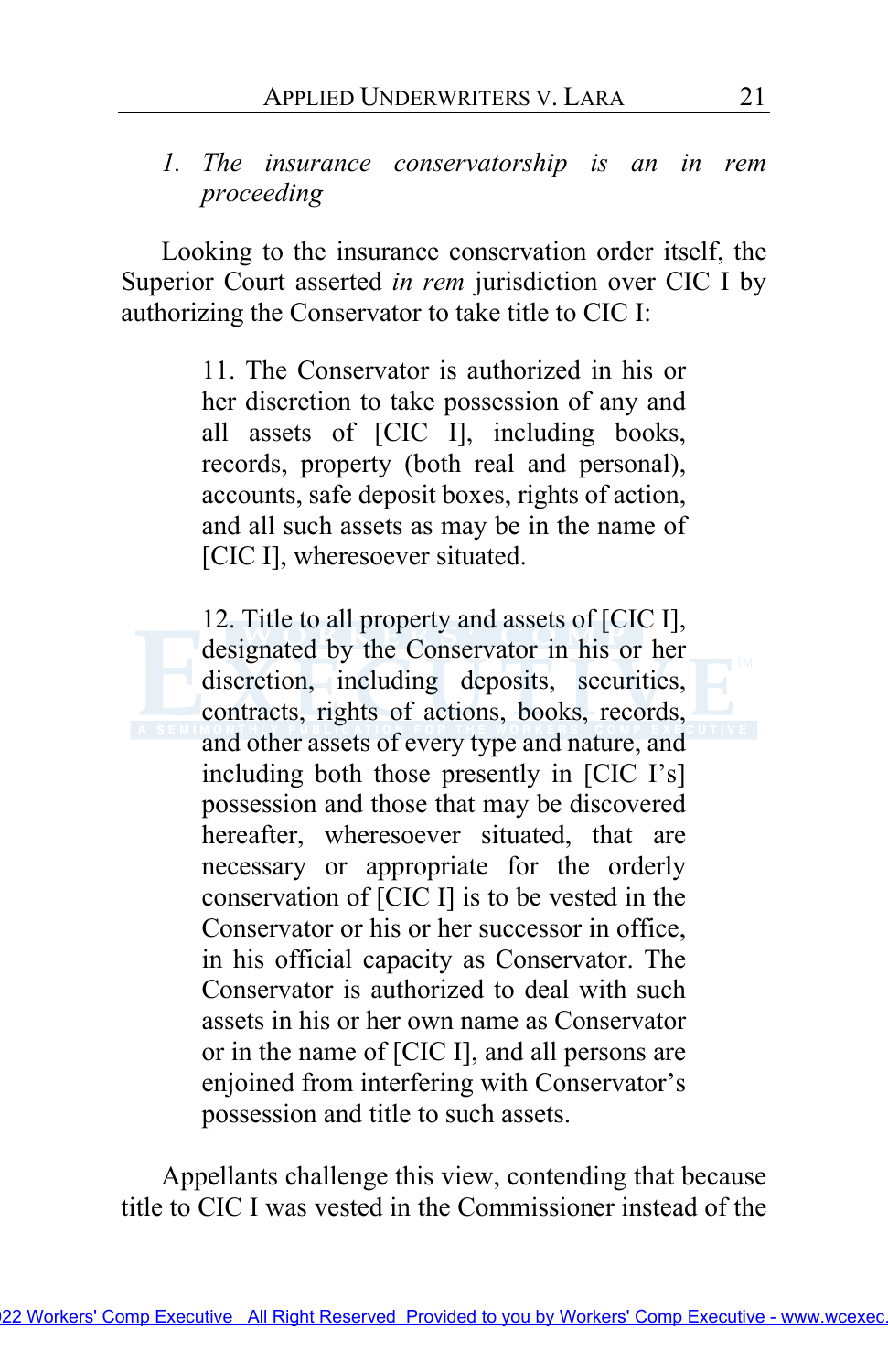*1. The insurance conservatorship is an in rem proceeding*

Looking to the insurance conservation order itself, the Superior Court asserted *in rem* jurisdiction over CIC I by authorizing the Conservator to take title to CIC I:

> 11. The Conservator is authorized in his or her discretion to take possession of any and all assets of [CIC I], including books, records, property (both real and personal), accounts, safe deposit boxes, rights of action, and all such assets as may be in the name of [CIC I], wheresoever situated.
>
> 12. Title to all property and assets of [CIC I], designated by the Conservator in his or her discretion, including deposits, securities, contracts, rights of actions, books, records, and other assets of every type and nature, and including both those presently in [CIC I's] possession and those that may be discovered hereafter, wheresoever situated, that are necessary or appropriate for the orderly conservation of [CIC I] is to be vested in the Conservator or his or her successor in office, in his official capacity as Conservator. The Conservator is authorized to deal with such assets in his or her own name as Conservator or in the name of [CIC I], and all persons are enjoined from interfering with Conservator's possession and title to such assets.

Appellants challenge this view, contending that because title to CIC I was vested in the Commissioner instead of the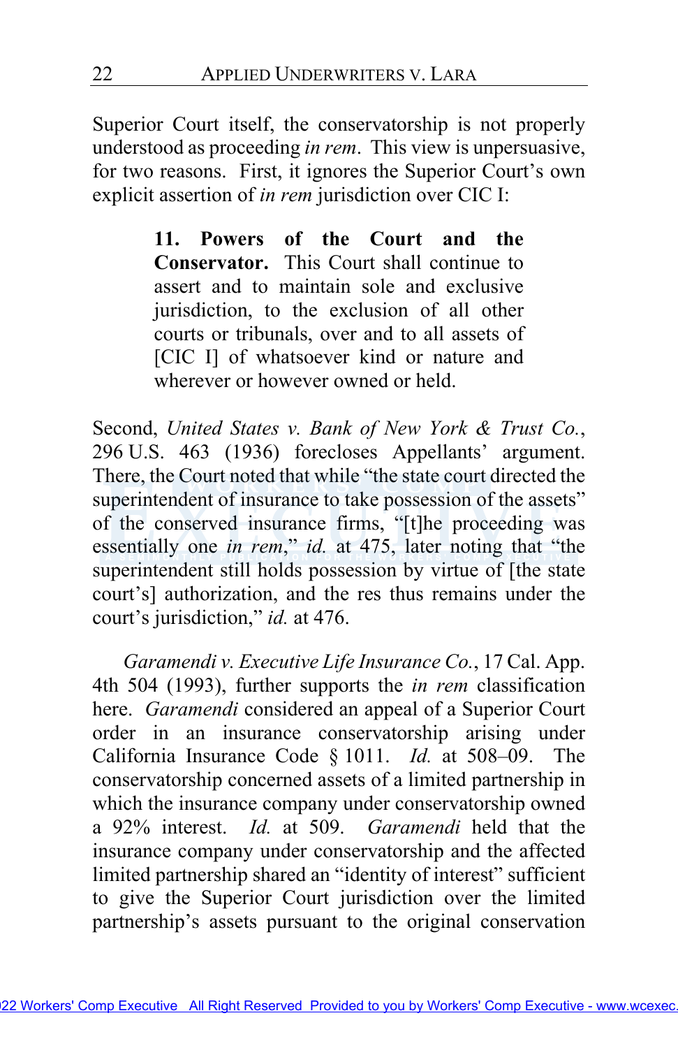Superior Court itself, the conservatorship is not properly understood as proceeding *in rem*. This view is unpersuasive, for two reasons. First, it ignores the Superior Court's own explicit assertion of *in rem* jurisdiction over CIC I:

> **11. Powers of the Court and the Conservator.** This Court shall continue to assert and to maintain sole and exclusive jurisdiction, to the exclusion of all other courts or tribunals, over and to all assets of [CIC I] of whatsoever kind or nature and wherever or however owned or held.

Second, *United States v. Bank of New York & Trust Co.*, 296 U.S. 463 (1936) forecloses Appellants' argument. There, the Court noted that while "the state court directed the superintendent of insurance to take possession of the assets" of the conserved insurance firms, "[t]he proceeding was essentially one *in rem*," *id.* at 475, later noting that "the superintendent still holds possession by virtue of [the state court's] authorization, and the res thus remains under the court's jurisdiction," *id.* at 476.

*Garamendi v. Executive Life Insurance Co.*, 17 Cal. App. 4th 504 (1993), further supports the *in rem* classification here. *Garamendi* considered an appeal of a Superior Court order in an insurance conservatorship arising under California Insurance Code § 1011. *Id.* at 508–09. The conservatorship concerned assets of a limited partnership in which the insurance company under conservatorship owned a 92% interest. *Id.* at 509. *Garamendi* held that the insurance company under conservatorship and the affected limited partnership shared an "identity of interest" sufficient to give the Superior Court jurisdiction over the limited partnership's assets pursuant to the original conservation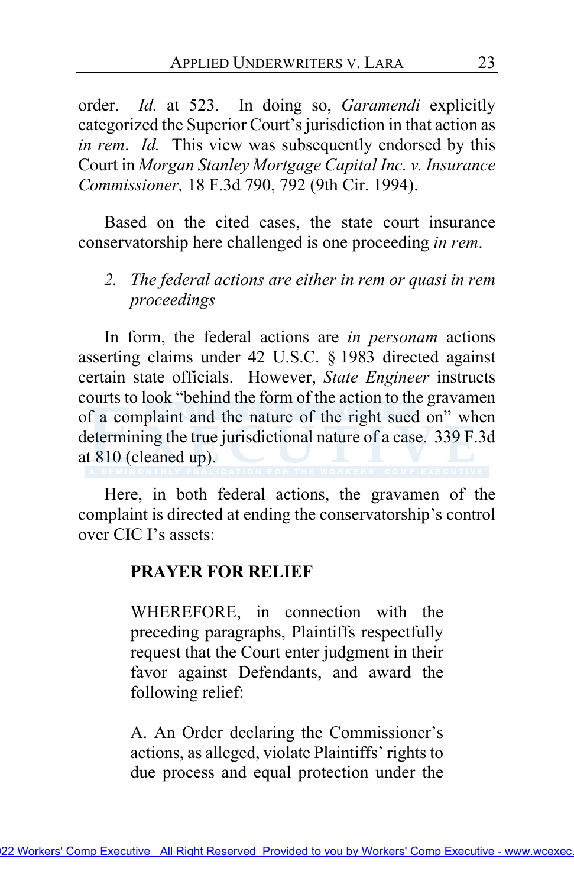order. *Id.* at 523. In doing so, *Garamendi* explicitly categorized the Superior Court's jurisdiction in that action as *in rem*. *Id.* This view was subsequently endorsed by this Court in *Morgan Stanley Mortgage Capital Inc. v. Insurance Commissioner,* 18 F.3d 790, 792 (9th Cir. 1994).

Based on the cited cases, the state court insurance conservatorship here challenged is one proceeding *in rem*.

*2. The federal actions are either in rem or quasi in rem proceedings*

In form, the federal actions are *in personam* actions asserting claims under 42 U.S.C. § 1983 directed against certain state officials. However, *State Engineer* instructs courts to look "behind the form of the action to the gravamen of a complaint and the nature of the right sued on" when determining the true jurisdictional nature of a case. 339 F.3d at 810 (cleaned up).

Here, in both federal actions, the gravamen of the complaint is directed at ending the conservatorship's control over CIC I's assets:

> **PRAYER FOR RELIEF**
>
> WHEREFORE, in connection with the preceding paragraphs, Plaintiffs respectfully request that the Court enter judgment in their favor against Defendants, and award the following relief:
>
> A. An Order declaring the Commissioner's actions, as alleged, violate Plaintiffs' rights to due process and equal protection under the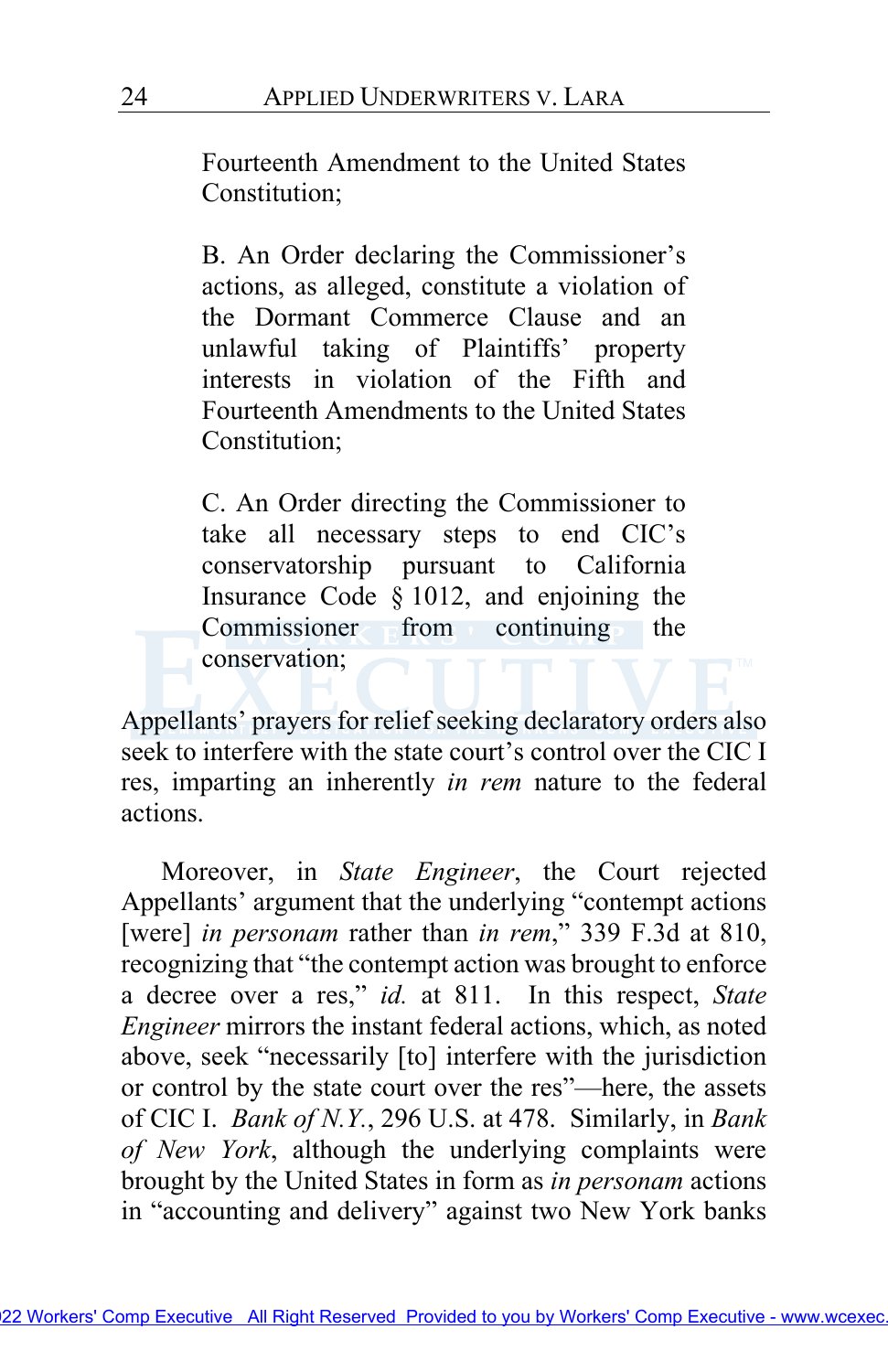> Fourteenth Amendment to the United States Constitution;
>
> B. An Order declaring the Commissioner's actions, as alleged, constitute a violation of the Dormant Commerce Clause and an unlawful taking of Plaintiffs' property interests in violation of the Fifth and Fourteenth Amendments to the United States Constitution;
>
> C. An Order directing the Commissioner to take all necessary steps to end CIC's conservatorship pursuant to California Insurance Code § 1012, and enjoining the Commissioner from continuing the conservation;

Appellants' prayers for relief seeking declaratory orders also seek to interfere with the state court's control over the CIC I res, imparting an inherently *in rem* nature to the federal actions.

Moreover, in *State Engineer*, the Court rejected Appellants' argument that the underlying "contempt actions [were] *in personam* rather than *in rem*," 339 F.3d at 810, recognizing that "the contempt action was brought to enforce a decree over a res," *id.* at 811. In this respect, *State Engineer* mirrors the instant federal actions, which, as noted above, seek "necessarily [to] interfere with the jurisdiction or control by the state court over the res"—here, the assets of CIC I. *Bank of N.Y.*, 296 U.S. at 478. Similarly, in *Bank of New York*, although the underlying complaints were brought by the United States in form as *in personam* actions in "accounting and delivery" against two New York banks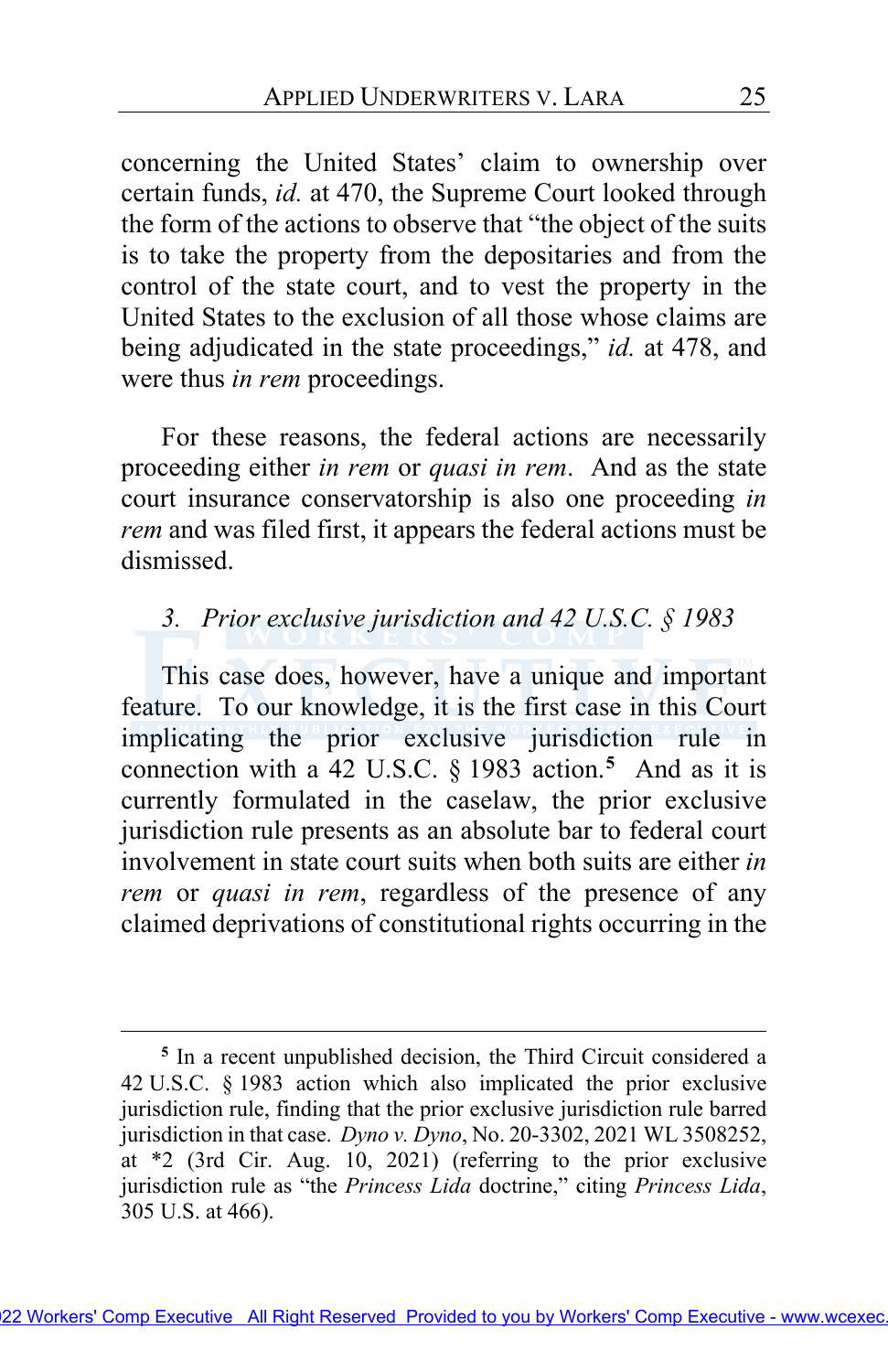concerning the United States' claim to ownership over certain funds, *id.* at 470, the Supreme Court looked through the form of the actions to observe that "the object of the suits is to take the property from the depositaries and from the control of the state court, and to vest the property in the United States to the exclusion of all those whose claims are being adjudicated in the state proceedings," *id.* at 478, and were thus *in rem* proceedings.

For these reasons, the federal actions are necessarily proceeding either *in rem* or *quasi in rem*. And as the state court insurance conservatorship is also one proceeding *in rem* and was filed first, it appears the federal actions must be dismissed.

### 3. *Prior exclusive jurisdiction and 42 U.S.C. § 1983*

This case does, however, have a unique and important feature. To our knowledge, it is the first case in this Court implicating the prior exclusive jurisdiction rule in connection with a 42 U.S.C. § 1983 action.[5] And as it is currently formulated in the caselaw, the prior exclusive jurisdiction rule presents as an absolute bar to federal court involvement in state court suits when both suits are either *in rem* or *quasi in rem*, regardless of the presence of any claimed deprivations of constitutional rights occurring in the

---

[5] In a recent unpublished decision, the Third Circuit considered a 42 U.S.C. § 1983 action which also implicated the prior exclusive jurisdiction rule, finding that the prior exclusive jurisdiction rule barred jurisdiction in that case. *Dyno v. Dyno*, No. 20-3302, 2021 WL 3508252, at *2 (3rd Cir. Aug. 10, 2021) (referring to the prior exclusive jurisdiction rule as "the *Princess Lida* doctrine," citing *Princess Lida*, 305 U.S. at 466).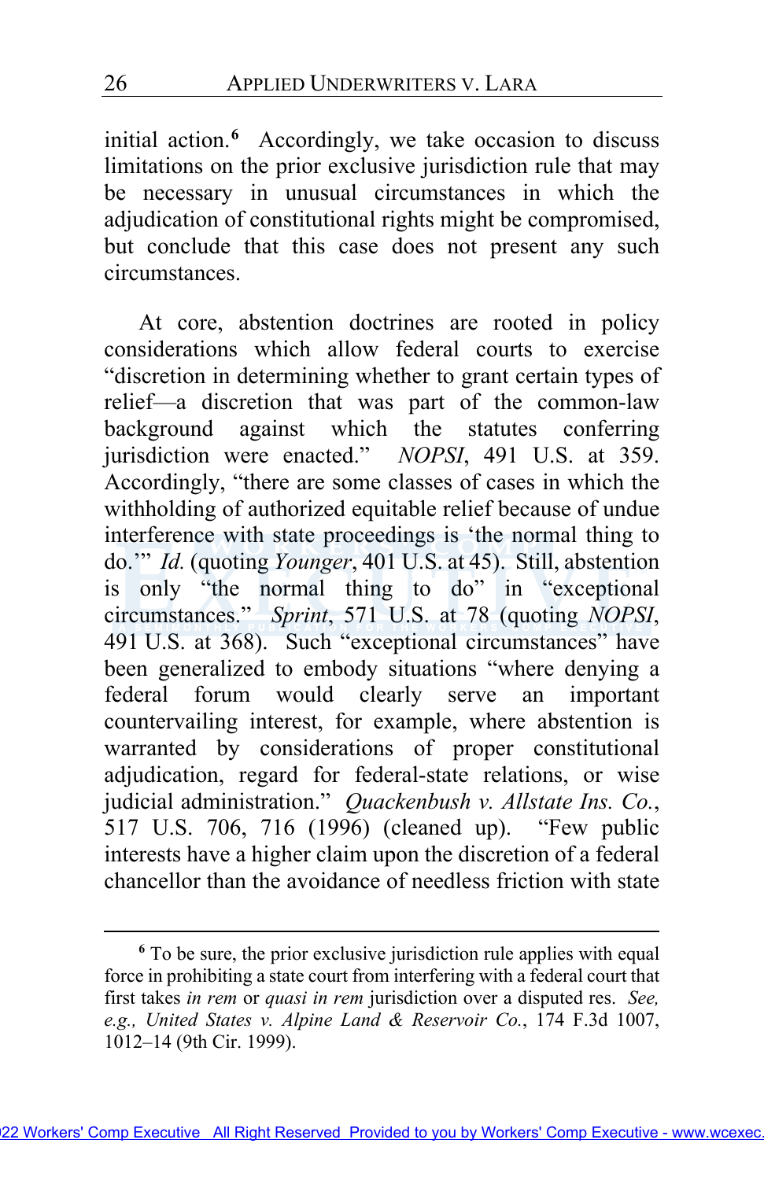initial action.[6] Accordingly, we take occasion to discuss limitations on the prior exclusive jurisdiction rule that may be necessary in unusual circumstances in which the adjudication of constitutional rights might be compromised, but conclude that this case does not present any such circumstances.

At core, abstention doctrines are rooted in policy considerations which allow federal courts to exercise "discretion in determining whether to grant certain types of relief—a discretion that was part of the common-law background against which the statutes conferring jurisdiction were enacted." *NOPSI*, 491 U.S. at 359. Accordingly, "there are some classes of cases in which the withholding of authorized equitable relief because of undue interference with state proceedings is 'the normal thing to do.'" *Id.* (quoting *Younger*, 401 U.S. at 45). Still, abstention is only "the normal thing to do" in "exceptional circumstances." *Sprint*, 571 U.S. at 78 (quoting *NOPSI*, 491 U.S. at 368). Such "exceptional circumstances" have been generalized to embody situations "where denying a federal forum would clearly serve an important countervailing interest, for example, where abstention is warranted by considerations of proper constitutional adjudication, regard for federal-state relations, or wise judicial administration." *Quackenbush v. Allstate Ins. Co.*, 517 U.S. 706, 716 (1996) (cleaned up). "Few public interests have a higher claim upon the discretion of a federal chancellor than the avoidance of needless friction with state

---

[6] To be sure, the prior exclusive jurisdiction rule applies with equal force in prohibiting a state court from interfering with a federal court that first takes *in rem* or *quasi in rem* jurisdiction over a disputed res. *See, e.g.*, *United States v. Alpine Land & Reservoir Co.*, 174 F.3d 1007, 1012–14 (9th Cir. 1999).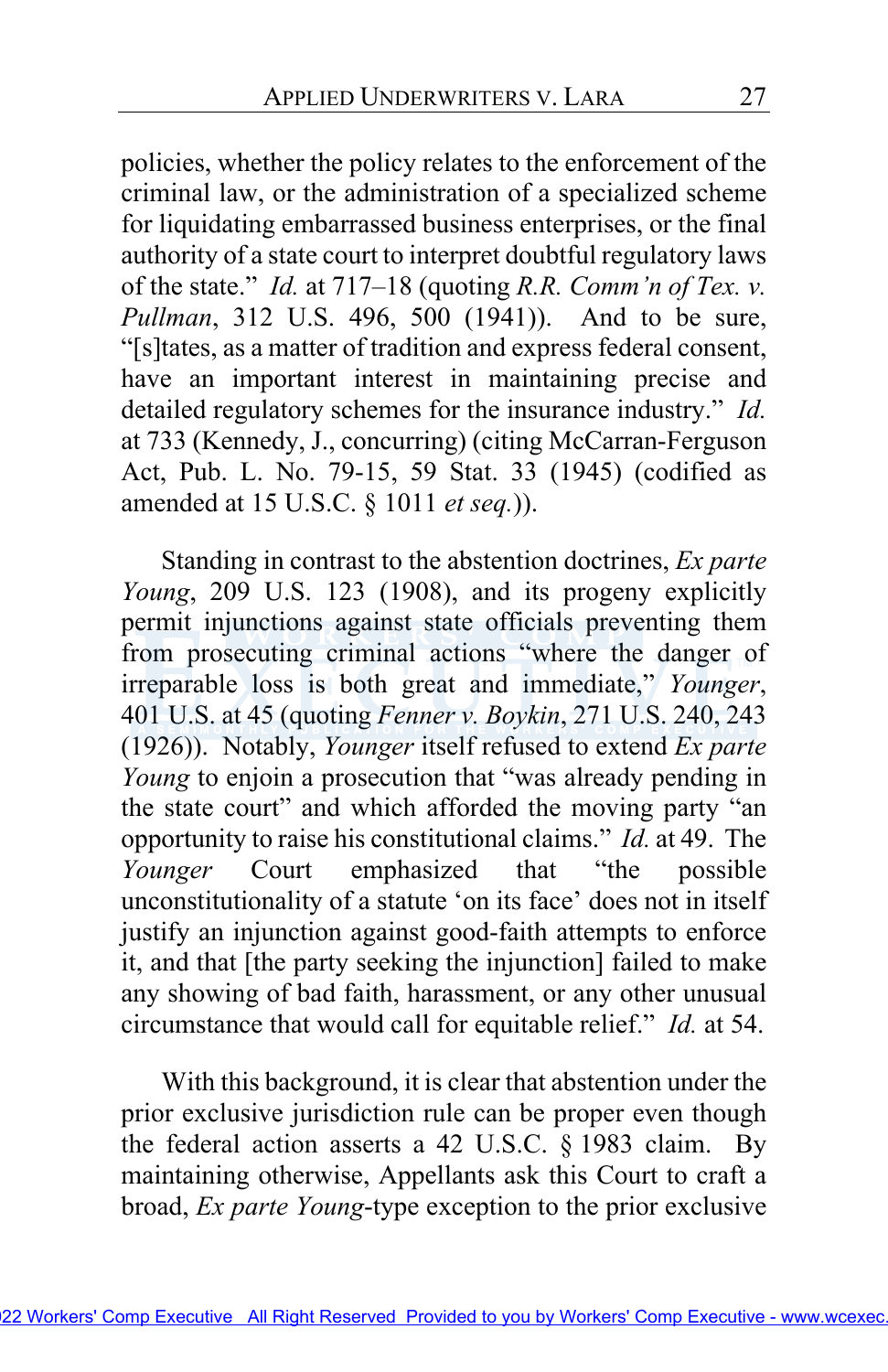policies, whether the policy relates to the enforcement of the criminal law, or the administration of a specialized scheme for liquidating embarrassed business enterprises, or the final authority of a state court to interpret doubtful regulatory laws of the state." *Id.* at 717–18 (quoting *R.R. Comm'n of Tex. v. Pullman*, 312 U.S. 496, 500 (1941)). And to be sure, "[s]tates, as a matter of tradition and express federal consent, have an important interest in maintaining precise and detailed regulatory schemes for the insurance industry." *Id.* at 733 (Kennedy, J., concurring) (citing McCarran-Ferguson Act, Pub. L. No. 79-15, 59 Stat. 33 (1945) (codified as amended at 15 U.S.C. § 1011 *et seq.*)).

Standing in contrast to the abstention doctrines, *Ex parte Young*, 209 U.S. 123 (1908), and its progeny explicitly permit injunctions against state officials preventing them from prosecuting criminal actions "where the danger of irreparable loss is both great and immediate," *Younger*, 401 U.S. at 45 (quoting *Fenner v. Boykin*, 271 U.S. 240, 243 (1926)). Notably, *Younger* itself refused to extend *Ex parte Young* to enjoin a prosecution that "was already pending in the state court" and which afforded the moving party "an opportunity to raise his constitutional claims." *Id.* at 49. The *Younger* Court emphasized that "the possible unconstitutionality of a statute 'on its face' does not in itself justify an injunction against good-faith attempts to enforce it, and that [the party seeking the injunction] failed to make any showing of bad faith, harassment, or any other unusual circumstance that would call for equitable relief." *Id.* at 54.

With this background, it is clear that abstention under the prior exclusive jurisdiction rule can be proper even though the federal action asserts a 42 U.S.C. § 1983 claim. By maintaining otherwise, Appellants ask this Court to craft a broad, *Ex parte Young*-type exception to the prior exclusive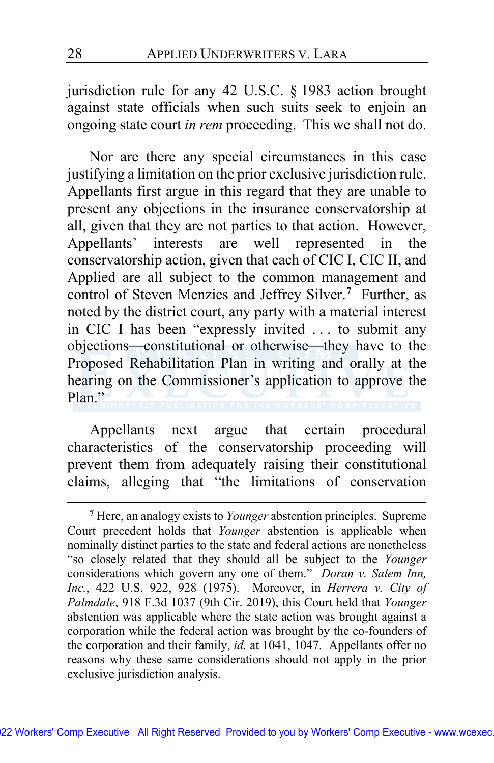jurisdiction rule for any 42 U.S.C. § 1983 action brought against state officials when such suits seek to enjoin an ongoing state court *in rem* proceeding. This we shall not do.

Nor are there any special circumstances in this case justifying a limitation on the prior exclusive jurisdiction rule. Appellants first argue in this regard that they are unable to present any objections in the insurance conservatorship at all, given that they are not parties to that action. However, Appellants' interests are well represented in the conservatorship action, given that each of CIC I, CIC II, and Applied are all subject to the common management and control of Steven Menzies and Jeffrey Silver.[7] Further, as noted by the district court, any party with a material interest in CIC I has been "expressly invited . . . to submit any objections—constitutional or otherwise—they have to the Proposed Rehabilitation Plan in writing and orally at the hearing on the Commissioner's application to approve the Plan."

Appellants next argue that certain procedural characteristics of the conservatorship proceeding will prevent them from adequately raising their constitutional claims, alleging that "the limitations of conservation

---

[7] Here, an analogy exists to *Younger* abstention principles. Supreme Court precedent holds that *Younger* abstention is applicable when nominally distinct parties to the state and federal actions are nonetheless "so closely related that they should all be subject to the *Younger* considerations which govern any one of them." *Doran v. Salem Inn, Inc.*, 422 U.S. 922, 928 (1975). Moreover, in *Herrera v. City of Palmdale*, 918 F.3d 1037 (9th Cir. 2019), this Court held that *Younger* abstention was applicable where the state action was brought against a corporation while the federal action was brought by the co-founders of the corporation and their family, *id.* at 1041, 1047. Appellants offer no reasons why these same considerations should not apply in the prior exclusive jurisdiction analysis.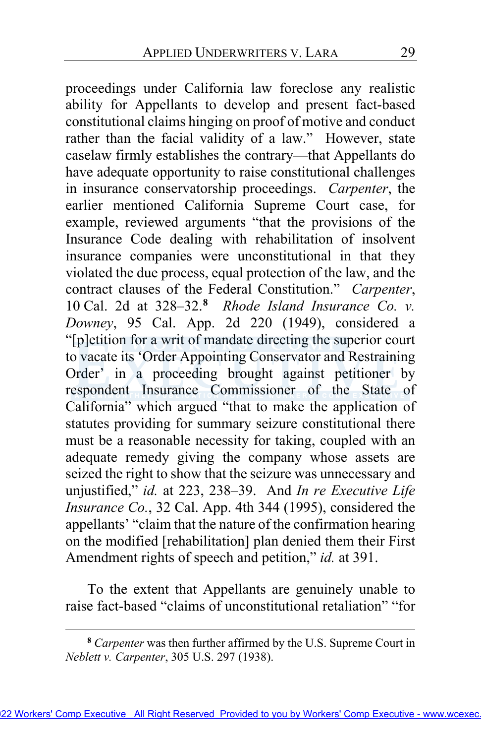proceedings under California law foreclose any realistic ability for Appellants to develop and present fact-based constitutional claims hinging on proof of motive and conduct rather than the facial validity of a law." However, state caselaw firmly establishes the contrary—that Appellants do have adequate opportunity to raise constitutional challenges in insurance conservatorship proceedings. *Carpenter*, the earlier mentioned California Supreme Court case, for example, reviewed arguments "that the provisions of the Insurance Code dealing with rehabilitation of insolvent insurance companies were unconstitutional in that they violated the due process, equal protection of the law, and the contract clauses of the Federal Constitution." *Carpenter*, 10 Cal. 2d at 328–32.[8] *Rhode Island Insurance Co. v. Downey*, 95 Cal. App. 2d 220 (1949), considered a "[p]etition for a writ of mandate directing the superior court to vacate its 'Order Appointing Conservator and Restraining Order' in a proceeding brought against petitioner by respondent Insurance Commissioner of the State of California" which argued "that to make the application of statutes providing for summary seizure constitutional there must be a reasonable necessity for taking, coupled with an adequate remedy giving the company whose assets are seized the right to show that the seizure was unnecessary and unjustified," *id.* at 223, 238–39. And *In re Executive Life Insurance Co.*, 32 Cal. App. 4th 344 (1995), considered the appellants' "claim that the nature of the confirmation hearing on the modified [rehabilitation] plan denied them their First Amendment rights of speech and petition," *id.* at 391.

To the extent that Appellants are genuinely unable to raise fact-based "claims of unconstitutional retaliation" "for

---

[8] *Carpenter* was then further affirmed by the U.S. Supreme Court in *Neblett v. Carpenter*, 305 U.S. 297 (1938).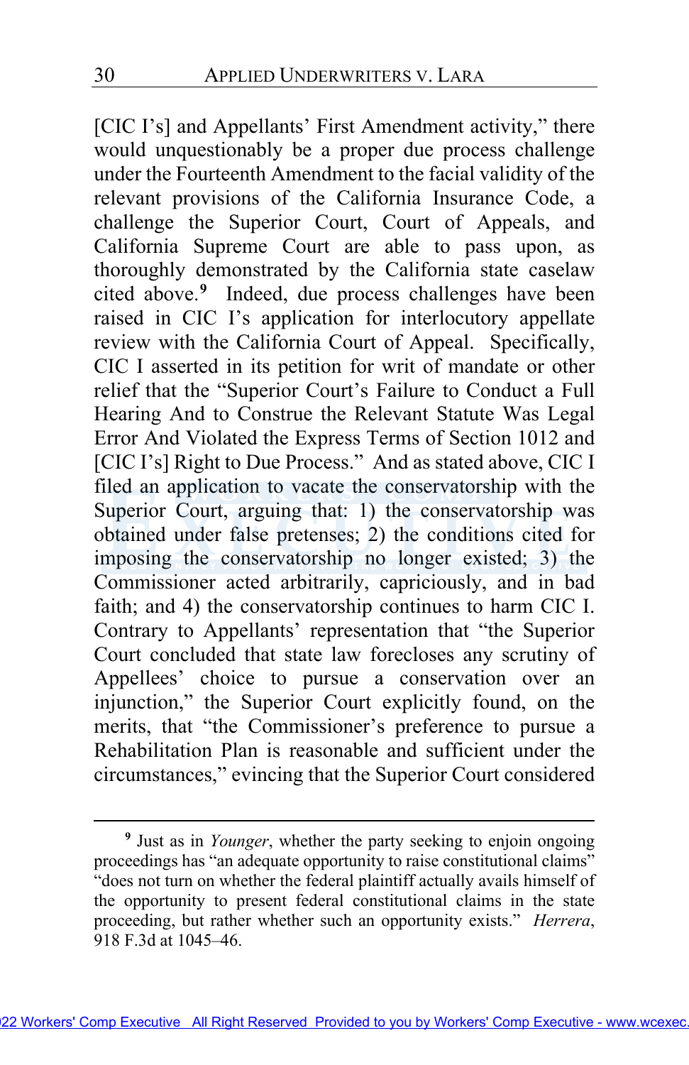[CIC I's] and Appellants' First Amendment activity," there would unquestionably be a proper due process challenge under the Fourteenth Amendment to the facial validity of the relevant provisions of the California Insurance Code, a challenge the Superior Court, Court of Appeals, and California Supreme Court are able to pass upon, as thoroughly demonstrated by the California state caselaw cited above.[9] Indeed, due process challenges have been raised in CIC I's application for interlocutory appellate review with the California Court of Appeal. Specifically, CIC I asserted in its petition for writ of mandate or other relief that the "Superior Court's Failure to Conduct a Full Hearing And to Construe the Relevant Statute Was Legal Error And Violated the Express Terms of Section 1012 and [CIC I's] Right to Due Process." And as stated above, CIC I filed an application to vacate the conservatorship with the Superior Court, arguing that: 1) the conservatorship was obtained under false pretenses; 2) the conditions cited for imposing the conservatorship no longer existed; 3) the Commissioner acted arbitrarily, capriciously, and in bad faith; and 4) the conservatorship continues to harm CIC I. Contrary to Appellants' representation that "the Superior Court concluded that state law forecloses any scrutiny of Appellees' choice to pursue a conservation over an injunction," the Superior Court explicitly found, on the merits, that "the Commissioner's preference to pursue a Rehabilitation Plan is reasonable and sufficient under the circumstances," evincing that the Superior Court considered

---

[9] Just as in *Younger*, whether the party seeking to enjoin ongoing proceedings has "an adequate opportunity to raise constitutional claims" "does not turn on whether the federal plaintiff actually avails himself of the opportunity to present federal constitutional claims in the state proceeding, but rather whether such an opportunity exists." *Herrera*, 918 F.3d at 1045–46.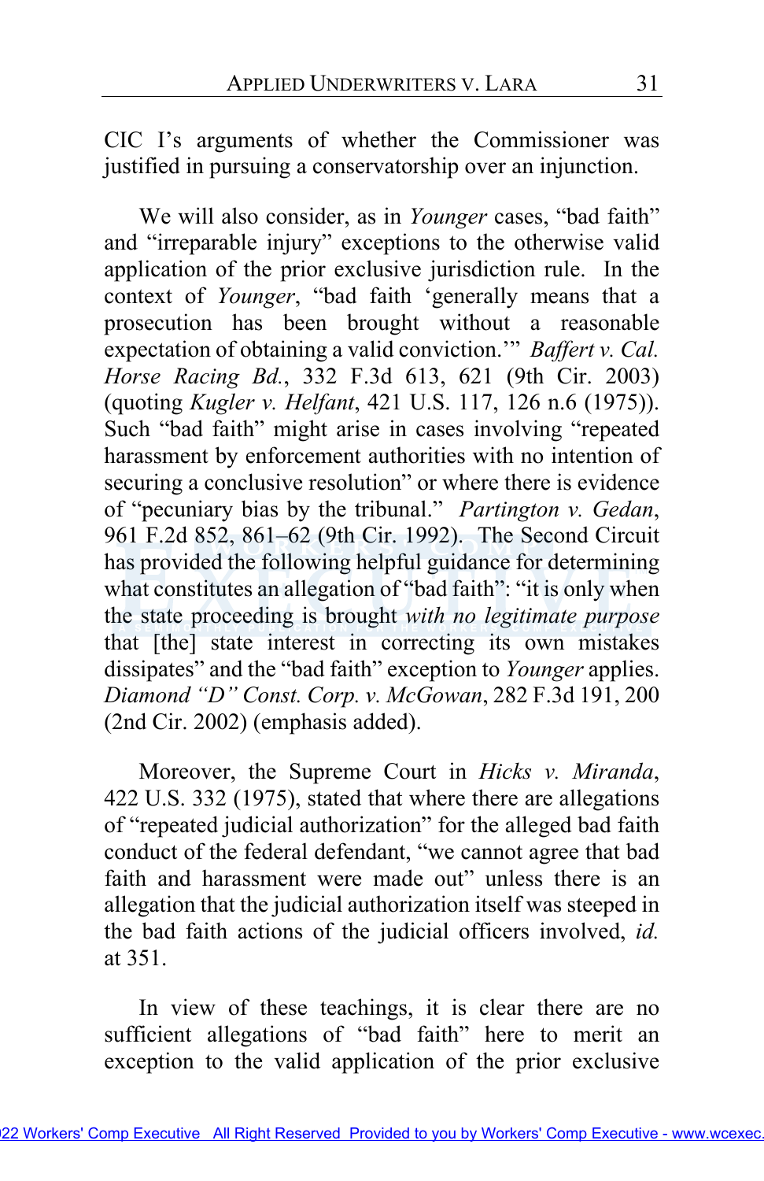CIC I's arguments of whether the Commissioner was justified in pursuing a conservatorship over an injunction.

We will also consider, as in *Younger* cases, "bad faith" and "irreparable injury" exceptions to the otherwise valid application of the prior exclusive jurisdiction rule. In the context of *Younger*, "bad faith 'generally means that a prosecution has been brought without a reasonable expectation of obtaining a valid conviction.'" *Baffert v. Cal. Horse Racing Bd.*, 332 F.3d 613, 621 (9th Cir. 2003) (quoting *Kugler v. Helfant*, 421 U.S. 117, 126 n.6 (1975)). Such "bad faith" might arise in cases involving "repeated harassment by enforcement authorities with no intention of securing a conclusive resolution" or where there is evidence of "pecuniary bias by the tribunal." *Partington v. Gedan*, 961 F.2d 852, 861–62 (9th Cir. 1992). The Second Circuit has provided the following helpful guidance for determining what constitutes an allegation of "bad faith": "it is only when the state proceeding is brought *with no legitimate purpose* that [the] state interest in correcting its own mistakes dissipates" and the "bad faith" exception to *Younger* applies. *Diamond "D" Const. Corp. v. McGowan*, 282 F.3d 191, 200 (2nd Cir. 2002) (emphasis added).

Moreover, the Supreme Court in *Hicks v. Miranda*, 422 U.S. 332 (1975), stated that where there are allegations of "repeated judicial authorization" for the alleged bad faith conduct of the federal defendant, "we cannot agree that bad faith and harassment were made out" unless there is an allegation that the judicial authorization itself was steeped in the bad faith actions of the judicial officers involved, *id.* at 351.

In view of these teachings, it is clear there are no sufficient allegations of "bad faith" here to merit an exception to the valid application of the prior exclusive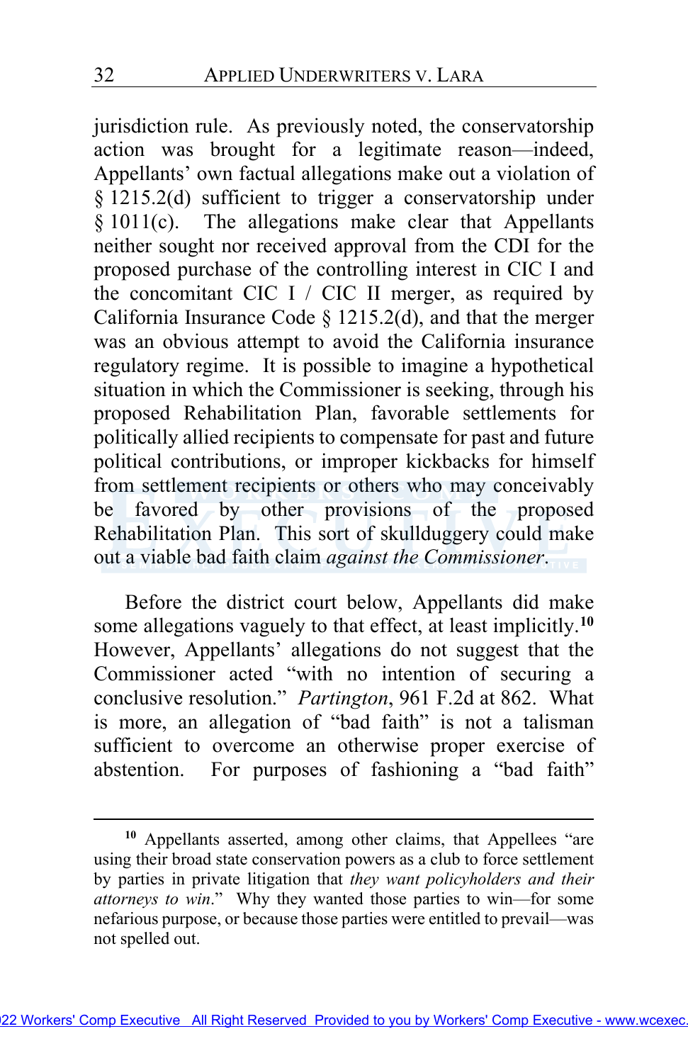jurisdiction rule. As previously noted, the conservatorship action was brought for a legitimate reason—indeed, Appellants' own factual allegations make out a violation of § 1215.2(d) sufficient to trigger a conservatorship under § 1011(c). The allegations make clear that Appellants neither sought nor received approval from the CDI for the proposed purchase of the controlling interest in CIC I and the concomitant CIC I / CIC II merger, as required by California Insurance Code § 1215.2(d), and that the merger was an obvious attempt to avoid the California insurance regulatory regime. It is possible to imagine a hypothetical situation in which the Commissioner is seeking, through his proposed Rehabilitation Plan, favorable settlements for politically allied recipients to compensate for past and future political contributions, or improper kickbacks for himself from settlement recipients or others who may conceivably be favored by other provisions of the proposed Rehabilitation Plan. This sort of skullduggery could make out a viable bad faith claim *against the Commissioner*.

Before the district court below, Appellants did make some allegations vaguely to that effect, at least implicitly.[10] However, Appellants' allegations do not suggest that the Commissioner acted "with no intention of securing a conclusive resolution." *Partington*, 961 F.2d at 862. What is more, an allegation of "bad faith" is not a talisman sufficient to overcome an otherwise proper exercise of abstention. For purposes of fashioning a "bad faith"

---

[10] Appellants asserted, among other claims, that Appellees "are using their broad state conservation powers as a club to force settlement by parties in private litigation that *they want policyholders and their attorneys to win*." Why they wanted those parties to win—for some nefarious purpose, or because those parties were entitled to prevail—was not spelled out.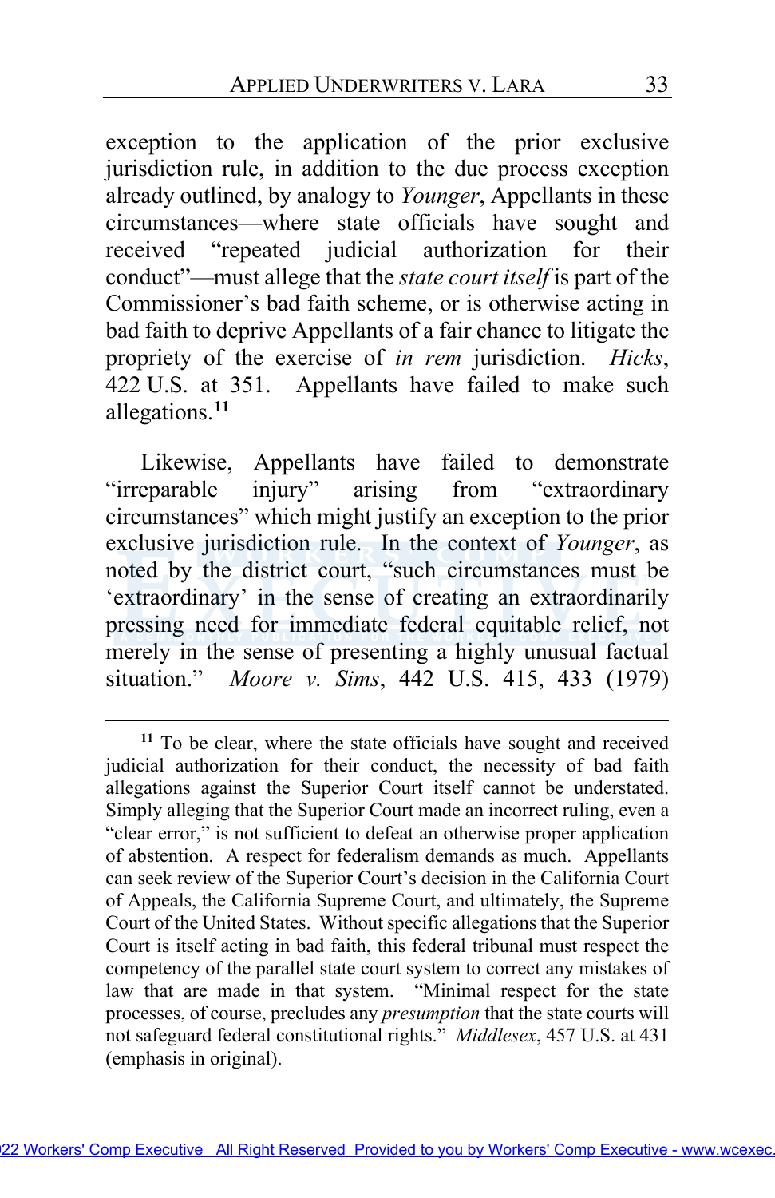exception to the application of the prior exclusive jurisdiction rule, in addition to the due process exception already outlined, by analogy to *Younger*, Appellants in these circumstances—where state officials have sought and received "repeated judicial authorization for their conduct"—must allege that the *state court itself* is part of the Commissioner's bad faith scheme, or is otherwise acting in bad faith to deprive Appellants of a fair chance to litigate the propriety of the exercise of *in rem* jurisdiction. *Hicks*, 422 U.S. at 351. Appellants have failed to make such allegations.[11]

Likewise, Appellants have failed to demonstrate "irreparable injury" arising from "extraordinary circumstances" which might justify an exception to the prior exclusive jurisdiction rule. In the context of *Younger*, as noted by the district court, "such circumstances must be 'extraordinary' in the sense of creating an extraordinarily pressing need for immediate federal equitable relief, not merely in the sense of presenting a highly unusual factual situation." *Moore v. Sims*, 442 U.S. 415, 433 (1979)

---

[11] To be clear, where the state officials have sought and received judicial authorization for their conduct, the necessity of bad faith allegations against the Superior Court itself cannot be understated. Simply alleging that the Superior Court made an incorrect ruling, even a "clear error," is not sufficient to defeat an otherwise proper application of abstention. A respect for federalism demands as much. Appellants can seek review of the Superior Court's decision in the California Court of Appeals, the California Supreme Court, and ultimately, the Supreme Court of the United States. Without specific allegations that the Superior Court is itself acting in bad faith, this federal tribunal must respect the competency of the parallel state court system to correct any mistakes of law that are made in that system. "Minimal respect for the state processes, of course, precludes any *presumption* that the state courts will not safeguard federal constitutional rights." *Middlesex*, 457 U.S. at 431 (emphasis in original).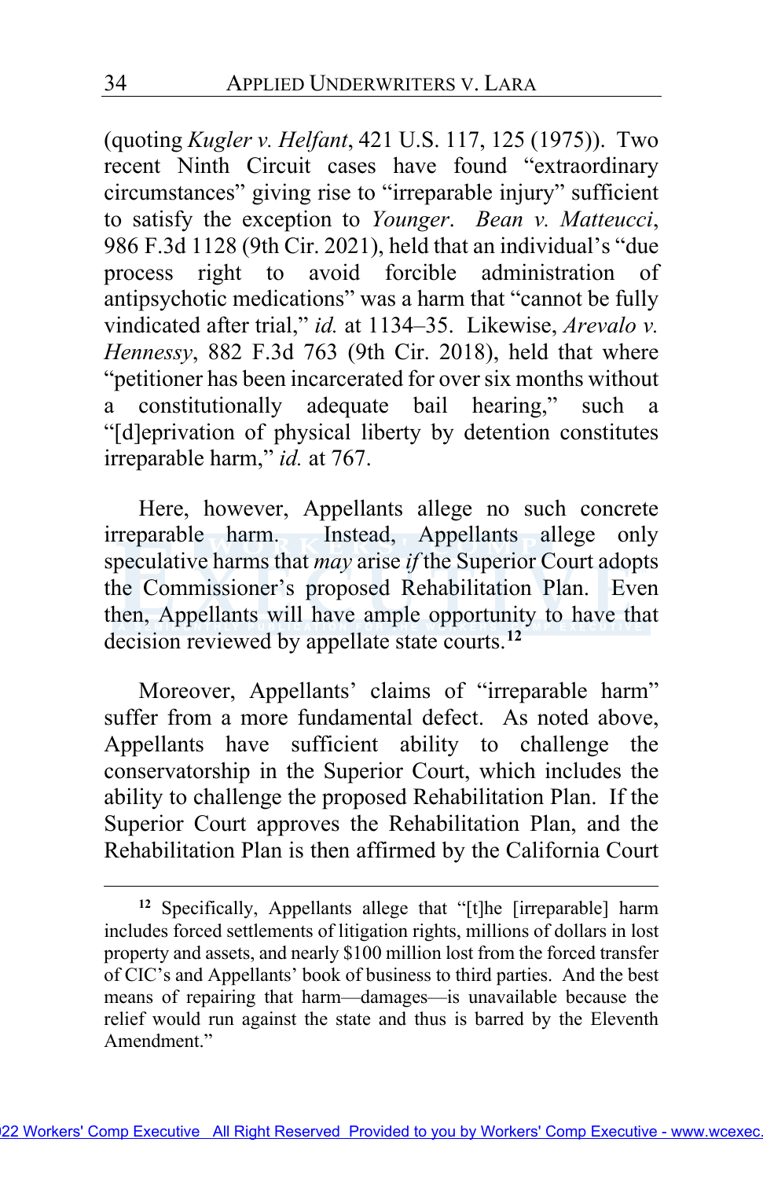(quoting *Kugler v. Helfant*, 421 U.S. 117, 125 (1975)). Two recent Ninth Circuit cases have found "extraordinary circumstances" giving rise to "irreparable injury" sufficient to satisfy the exception to *Younger*. *Bean v. Matteucci*, 986 F.3d 1128 (9th Cir. 2021), held that an individual's "due process right to avoid forcible administration of antipsychotic medications" was a harm that "cannot be fully vindicated after trial," *id.* at 1134–35. Likewise, *Arevalo v. Hennessy*, 882 F.3d 763 (9th Cir. 2018), held that where "petitioner has been incarcerated for over six months without a constitutionally adequate bail hearing," such a "[d]eprivation of physical liberty by detention constitutes irreparable harm," *id.* at 767.

Here, however, Appellants allege no such concrete irreparable harm. Instead, Appellants allege only speculative harms that *may* arise *if* the Superior Court adopts the Commissioner's proposed Rehabilitation Plan. Even then, Appellants will have ample opportunity to have that decision reviewed by appellate state courts.[12]

Moreover, Appellants' claims of "irreparable harm" suffer from a more fundamental defect. As noted above, Appellants have sufficient ability to challenge the conservatorship in the Superior Court, which includes the ability to challenge the proposed Rehabilitation Plan. If the Superior Court approves the Rehabilitation Plan, and the Rehabilitation Plan is then affirmed by the California Court

---

[12] Specifically, Appellants allege that "[t]he [irreparable] harm includes forced settlements of litigation rights, millions of dollars in lost property and assets, and nearly $100 million lost from the forced transfer of CIC's and Appellants' book of business to third parties. And the best means of repairing that harm—damages—is unavailable because the relief would run against the state and thus is barred by the Eleventh Amendment."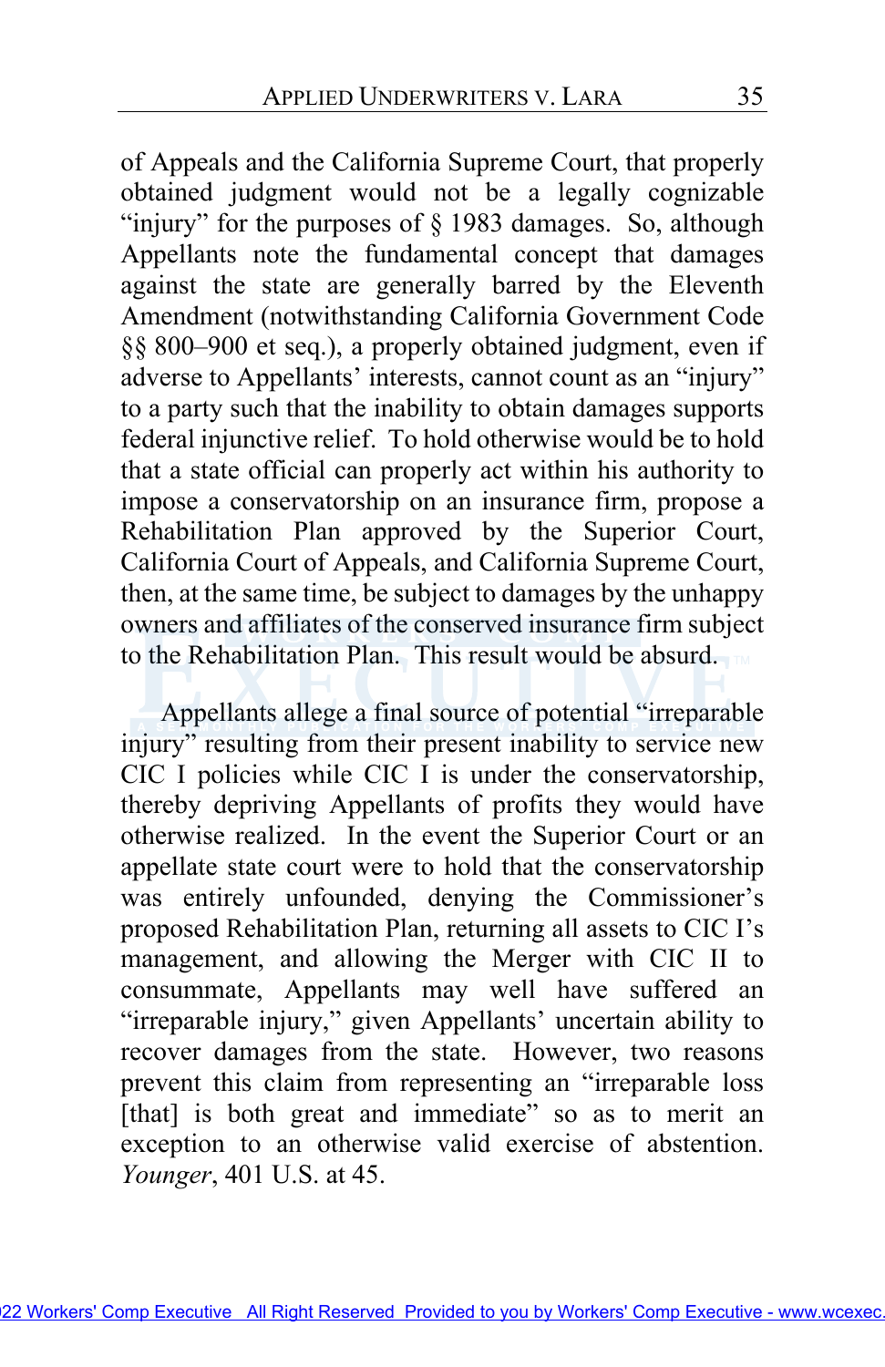of Appeals and the California Supreme Court, that properly obtained judgment would not be a legally cognizable "injury" for the purposes of § 1983 damages. So, although Appellants note the fundamental concept that damages against the state are generally barred by the Eleventh Amendment (notwithstanding California Government Code §§ 800–900 et seq.), a properly obtained judgment, even if adverse to Appellants' interests, cannot count as an "injury" to a party such that the inability to obtain damages supports federal injunctive relief. To hold otherwise would be to hold that a state official can properly act within his authority to impose a conservatorship on an insurance firm, propose a Rehabilitation Plan approved by the Superior Court, California Court of Appeals, and California Supreme Court, then, at the same time, be subject to damages by the unhappy owners and affiliates of the conserved insurance firm subject to the Rehabilitation Plan. This result would be absurd.

Appellants allege a final source of potential "irreparable injury" resulting from their present inability to service new CIC I policies while CIC I is under the conservatorship, thereby depriving Appellants of profits they would have otherwise realized. In the event the Superior Court or an appellate state court were to hold that the conservatorship was entirely unfounded, denying the Commissioner's proposed Rehabilitation Plan, returning all assets to CIC I's management, and allowing the Merger with CIC II to consummate, Appellants may well have suffered an "irreparable injury," given Appellants' uncertain ability to recover damages from the state. However, two reasons prevent this claim from representing an "irreparable loss [that] is both great and immediate" so as to merit an exception to an otherwise valid exercise of abstention. *Younger*, 401 U.S. at 45.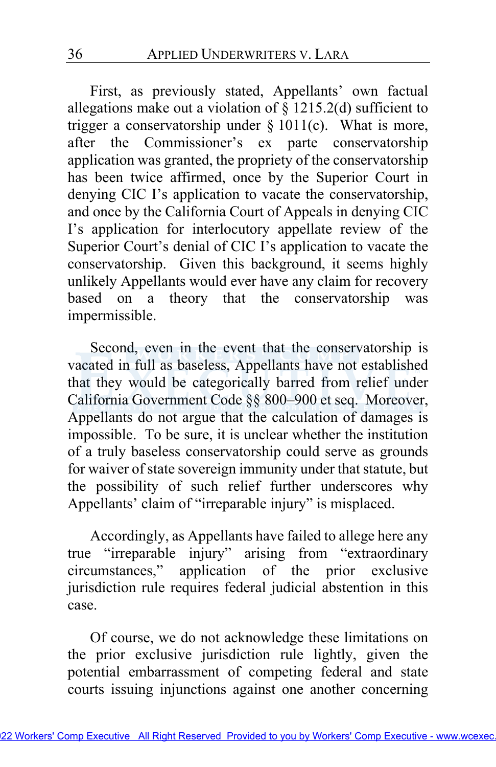First, as previously stated, Appellants' own factual allegations make out a violation of § 1215.2(d) sufficient to trigger a conservatorship under § 1011(c). What is more, after the Commissioner's ex parte conservatorship application was granted, the propriety of the conservatorship has been twice affirmed, once by the Superior Court in denying CIC I's application to vacate the conservatorship, and once by the California Court of Appeals in denying CIC I's application for interlocutory appellate review of the Superior Court's denial of CIC I's application to vacate the conservatorship. Given this background, it seems highly unlikely Appellants would ever have any claim for recovery based on a theory that the conservatorship was impermissible.

Second, even in the event that the conservatorship is vacated in full as baseless, Appellants have not established that they would be categorically barred from relief under California Government Code §§ 800–900 et seq. Moreover, Appellants do not argue that the calculation of damages is impossible. To be sure, it is unclear whether the institution of a truly baseless conservatorship could serve as grounds for waiver of state sovereign immunity under that statute, but the possibility of such relief further underscores why Appellants' claim of "irreparable injury" is misplaced.

Accordingly, as Appellants have failed to allege here any true "irreparable injury" arising from "extraordinary circumstances," application of the prior exclusive jurisdiction rule requires federal judicial abstention in this case.

Of course, we do not acknowledge these limitations on the prior exclusive jurisdiction rule lightly, given the potential embarrassment of competing federal and state courts issuing injunctions against one another concerning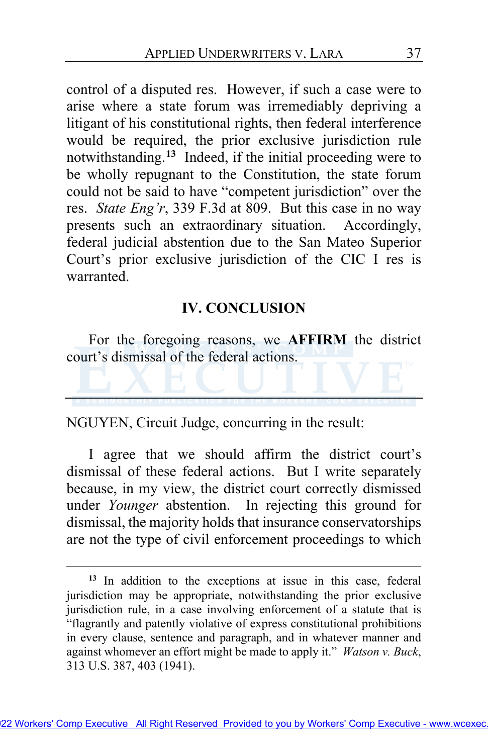control of a disputed res. However, if such a case were to arise where a state forum was irremediably depriving a litigant of his constitutional rights, then federal interference would be required, the prior exclusive jurisdiction rule notwithstanding.[13] Indeed, if the initial proceeding were to be wholly repugnant to the Constitution, the state forum could not be said to have "competent jurisdiction" over the res. *State Eng'r*, 339 F.3d at 809. But this case in no way presents such an extraordinary situation. Accordingly, federal judicial abstention due to the San Mateo Superior Court's prior exclusive jurisdiction of the CIC I res is warranted.

## IV. CONCLUSION

For the foregoing reasons, we **AFFIRM** the district court's dismissal of the federal actions.

---

NGUYEN, Circuit Judge, concurring in the result:

I agree that we should affirm the district court's dismissal of these federal actions. But I write separately because, in my view, the district court correctly dismissed under *Younger* abstention. In rejecting this ground for dismissal, the majority holds that insurance conservatorships are not the type of civil enforcement proceedings to which

---

[13] In addition to the exceptions at issue in this case, federal jurisdiction may be appropriate, notwithstanding the prior exclusive jurisdiction rule, in a case involving enforcement of a statute that is "flagrantly and patently violative of express constitutional prohibitions in every clause, sentence and paragraph, and in whatever manner and against whomever an effort might be made to apply it." *Watson v. Buck*, 313 U.S. 387, 403 (1941).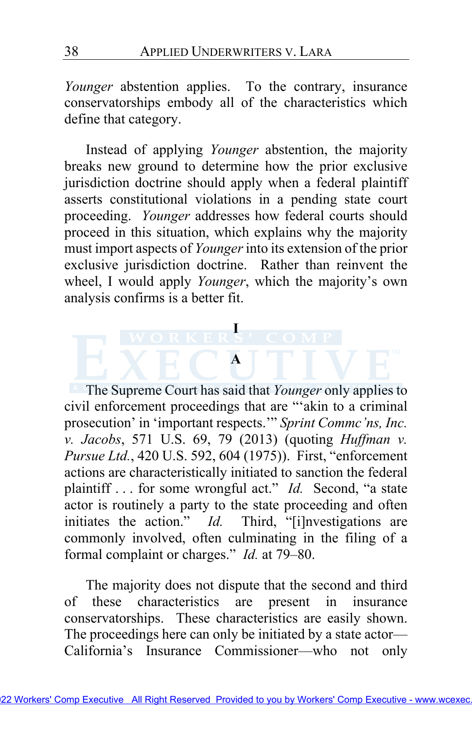*Younger* abstention applies. To the contrary, insurance conservatorships embody all of the characteristics which define that category.

Instead of applying *Younger* abstention, the majority breaks new ground to determine how the prior exclusive jurisdiction doctrine should apply when a federal plaintiff asserts constitutional violations in a pending state court proceeding. *Younger* addresses how federal courts should proceed in this situation, which explains why the majority must import aspects of *Younger* into its extension of the prior exclusive jurisdiction doctrine. Rather than reinvent the wheel, I would apply *Younger*, which the majority's own analysis confirms is a better fit.

# I

## A

The Supreme Court has said that *Younger* only applies to civil enforcement proceedings that are "'akin to a criminal prosecution' in 'important respects.'" *Sprint Commc'ns, Inc. v. Jacobs*, 571 U.S. 69, 79 (2013) (quoting *Huffman v. Pursue Ltd.*, 420 U.S. 592, 604 (1975)). First, "enforcement actions are characteristically initiated to sanction the federal plaintiff . . . for some wrongful act." *Id.* Second, "a state actor is routinely a party to the state proceeding and often initiates the action." *Id.* Third, "[i]nvestigations are commonly involved, often culminating in the filing of a formal complaint or charges." *Id.* at 79–80.

The majority does not dispute that the second and third of these characteristics are present in insurance conservatorships. These characteristics are easily shown. The proceedings here can only be initiated by a state actor—California's Insurance Commissioner—who not only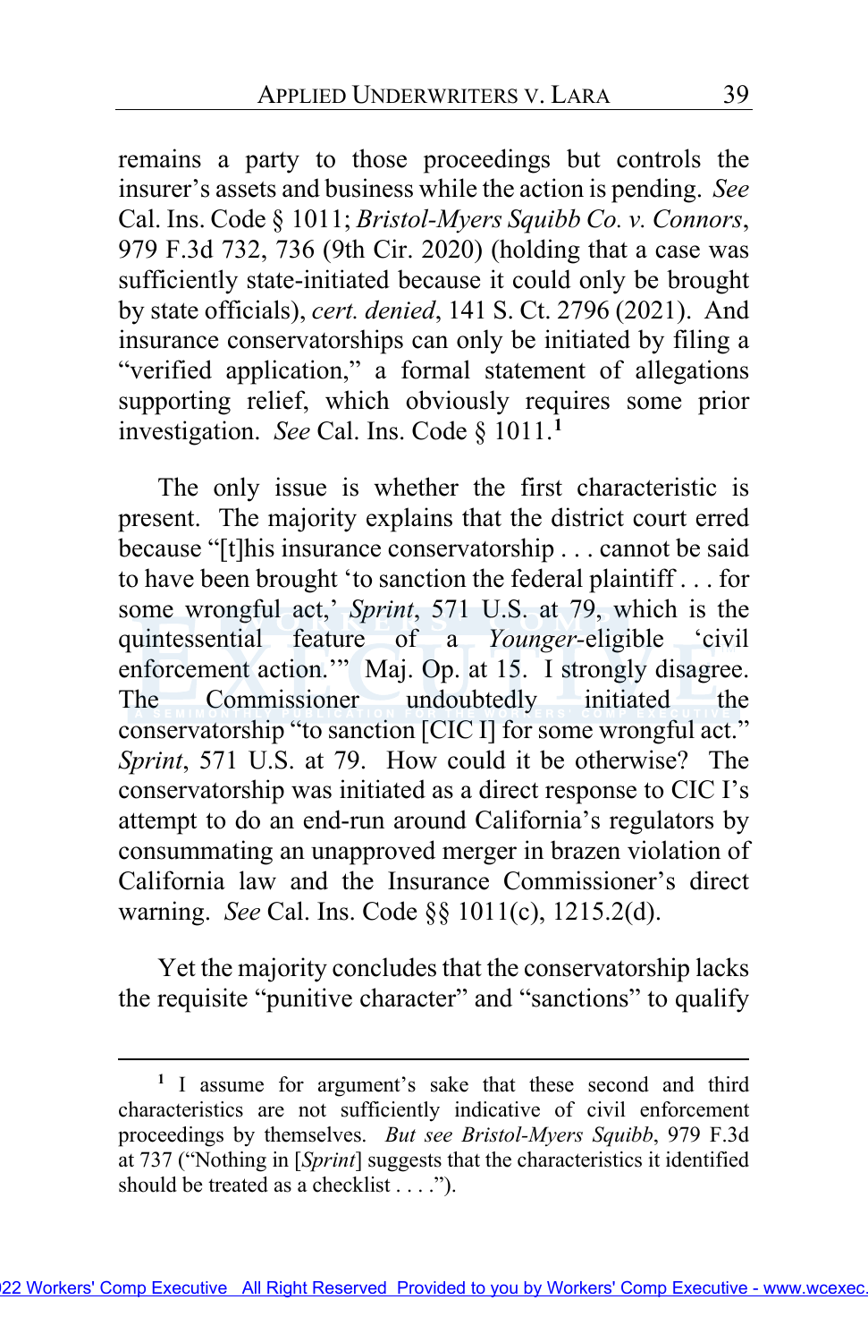remains a party to those proceedings but controls the insurer's assets and business while the action is pending. *See* Cal. Ins. Code § 1011; *Bristol-Myers Squibb Co. v. Connors*, 979 F.3d 732, 736 (9th Cir. 2020) (holding that a case was sufficiently state-initiated because it could only be brought by state officials), *cert. denied*, 141 S. Ct. 2796 (2021). And insurance conservatorships can only be initiated by filing a "verified application," a formal statement of allegations supporting relief, which obviously requires some prior investigation. *See* Cal. Ins. Code § 1011.[1]

The only issue is whether the first characteristic is present. The majority explains that the district court erred because "[t]his insurance conservatorship . . . cannot be said to have been brought 'to sanction the federal plaintiff . . . for some wrongful act,' *Sprint*, 571 U.S. at 79, which is the quintessential feature of a *Younger*-eligible 'civil enforcement action.'" Maj. Op. at 15. I strongly disagree. The Commissioner undoubtedly initiated the conservatorship "to sanction [CIC I] for some wrongful act." *Sprint*, 571 U.S. at 79. How could it be otherwise? The conservatorship was initiated as a direct response to CIC I's attempt to do an end-run around California's regulators by consummating an unapproved merger in brazen violation of California law and the Insurance Commissioner's direct warning. *See* Cal. Ins. Code §§ 1011(c), 1215.2(d).

Yet the majority concludes that the conservatorship lacks the requisite "punitive character" and "sanctions" to qualify

---

[1] I assume for argument's sake that these second and third characteristics are not sufficiently indicative of civil enforcement proceedings by themselves. *But see Bristol-Myers Squibb*, 979 F.3d at 737 ("Nothing in [*Sprint*] suggests that the characteristics it identified should be treated as a checklist . . . .").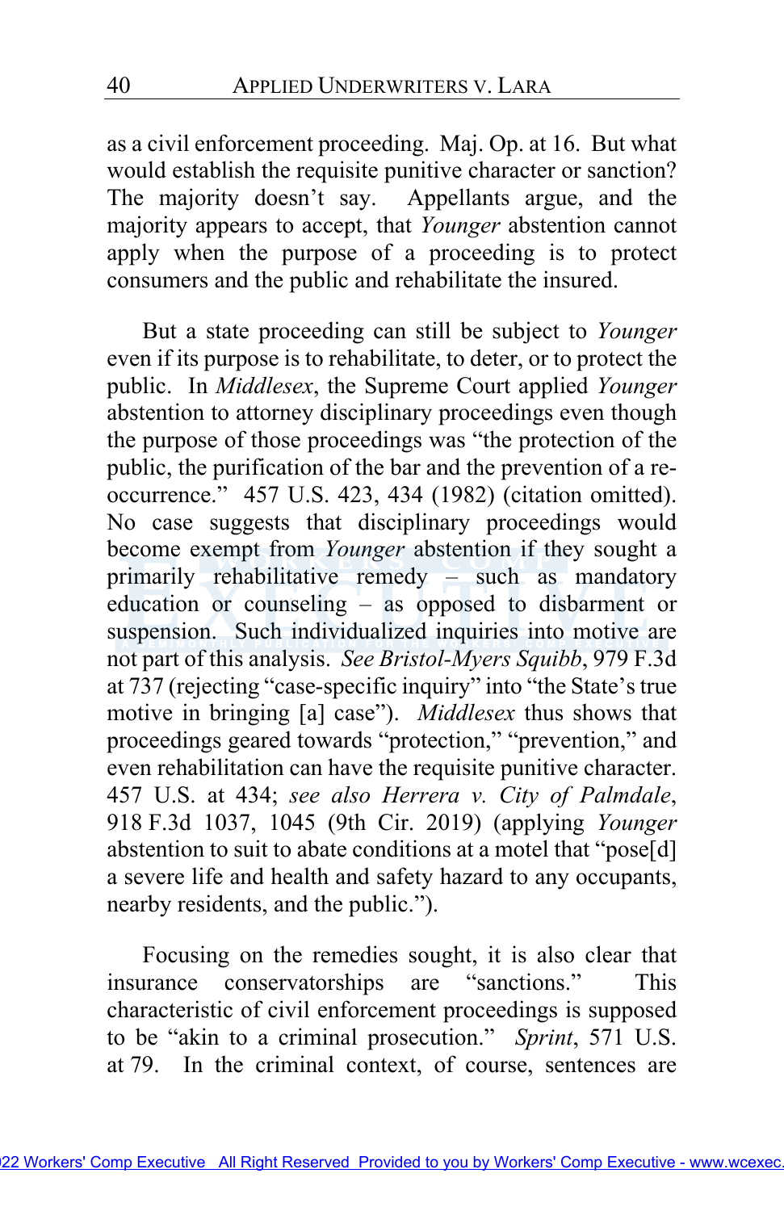as a civil enforcement proceeding. Maj. Op. at 16. But what would establish the requisite punitive character or sanction? The majority doesn't say. Appellants argue, and the majority appears to accept, that *Younger* abstention cannot apply when the purpose of a proceeding is to protect consumers and the public and rehabilitate the insured.

But a state proceeding can still be subject to *Younger* even if its purpose is to rehabilitate, to deter, or to protect the public. In *Middlesex*, the Supreme Court applied *Younger* abstention to attorney disciplinary proceedings even though the purpose of those proceedings was "the protection of the public, the purification of the bar and the prevention of a re-occurrence." 457 U.S. 423, 434 (1982) (citation omitted). No case suggests that disciplinary proceedings would become exempt from *Younger* abstention if they sought a primarily rehabilitative remedy – such as mandatory education or counseling – as opposed to disbarment or suspension. Such individualized inquiries into motive are not part of this analysis. *See Bristol-Myers Squibb*, 979 F.3d at 737 (rejecting "case-specific inquiry" into "the State's true motive in bringing [a] case"). *Middlesex* thus shows that proceedings geared towards "protection," "prevention," and even rehabilitation can have the requisite punitive character. 457 U.S. at 434; *see also Herrera v. City of Palmdale*, 918 F.3d 1037, 1045 (9th Cir. 2019) (applying *Younger* abstention to suit to abate conditions at a motel that "pose[d] a severe life and health and safety hazard to any occupants, nearby residents, and the public.").

Focusing on the remedies sought, it is also clear that insurance conservatorships are "sanctions." This characteristic of civil enforcement proceedings is supposed to be "akin to a criminal prosecution." *Sprint*, 571 U.S. at 79. In the criminal context, of course, sentences are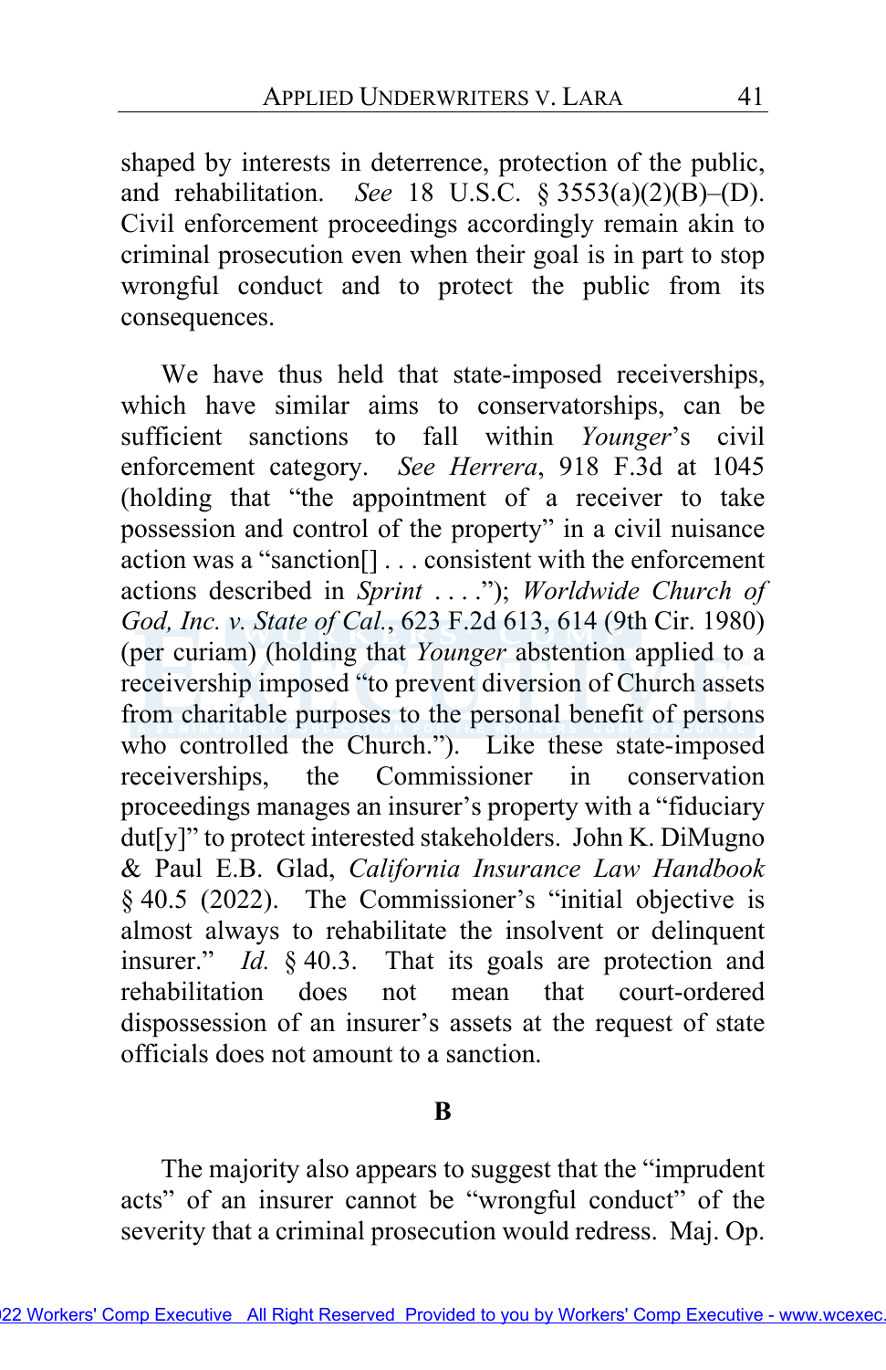shaped by interests in deterrence, protection of the public, and rehabilitation. *See* 18 U.S.C. § 3553(a)(2)(B)–(D). Civil enforcement proceedings accordingly remain akin to criminal prosecution even when their goal is in part to stop wrongful conduct and to protect the public from its consequences.

We have thus held that state-imposed receiverships, which have similar aims to conservatorships, can be sufficient sanctions to fall within *Younger*'s civil enforcement category. *See Herrera*, 918 F.3d at 1045 (holding that "the appointment of a receiver to take possession and control of the property" in a civil nuisance action was a "sanction[] . . . consistent with the enforcement actions described in *Sprint* . . . ."); *Worldwide Church of God, Inc. v. State of Cal.*, 623 F.2d 613, 614 (9th Cir. 1980) (per curiam) (holding that *Younger* abstention applied to a receivership imposed "to prevent diversion of Church assets from charitable purposes to the personal benefit of persons who controlled the Church."). Like these state-imposed receiverships, the Commissioner in conservation proceedings manages an insurer's property with a "fiduciary dut[y]" to protect interested stakeholders. John K. DiMugno & Paul E.B. Glad, *California Insurance Law Handbook* § 40.5 (2022). The Commissioner's "initial objective is almost always to rehabilitate the insolvent or delinquent insurer." *Id.* § 40.3. That its goals are protection and rehabilitation does not mean that court-ordered dispossession of an insurer's assets at the request of state officials does not amount to a sanction.

**B**

The majority also appears to suggest that the "imprudent acts" of an insurer cannot be "wrongful conduct" of the severity that a criminal prosecution would redress. Maj. Op.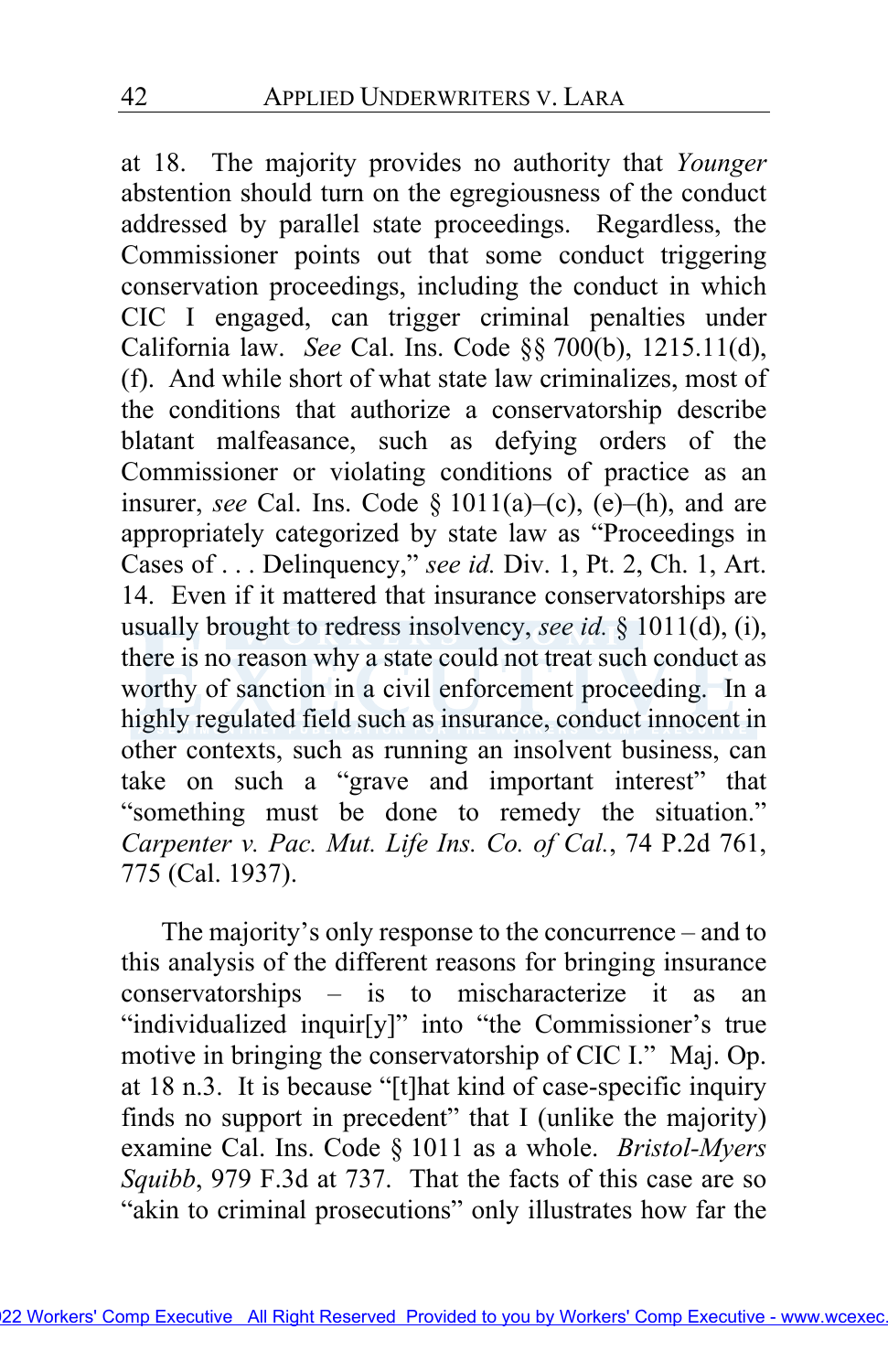at 18. The majority provides no authority that *Younger* abstention should turn on the egregiousness of the conduct addressed by parallel state proceedings. Regardless, the Commissioner points out that some conduct triggering conservation proceedings, including the conduct in which CIC I engaged, can trigger criminal penalties under California law. *See* Cal. Ins. Code §§ 700(b), 1215.11(d), (f). And while short of what state law criminalizes, most of the conditions that authorize a conservatorship describe blatant malfeasance, such as defying orders of the Commissioner or violating conditions of practice as an insurer, *see* Cal. Ins. Code § 1011(a)–(c), (e)–(h), and are appropriately categorized by state law as "Proceedings in Cases of . . . Delinquency," *see id.* Div. 1, Pt. 2, Ch. 1, Art. 14. Even if it mattered that insurance conservatorships are usually brought to redress insolvency, *see id.* § 1011(d), (i), there is no reason why a state could not treat such conduct as worthy of sanction in a civil enforcement proceeding. In a highly regulated field such as insurance, conduct innocent in other contexts, such as running an insolvent business, can take on such a "grave and important interest" that "something must be done to remedy the situation." *Carpenter v. Pac. Mut. Life Ins. Co. of Cal.*, 74 P.2d 761, 775 (Cal. 1937).

The majority's only response to the concurrence – and to this analysis of the different reasons for bringing insurance conservatorships – is to mischaracterize it as an "individualized inquir[y]" into "the Commissioner's true motive in bringing the conservatorship of CIC I." Maj. Op. at 18 n.3. It is because "[t]hat kind of case-specific inquiry finds no support in precedent" that I (unlike the majority) examine Cal. Ins. Code § 1011 as a whole. *Bristol-Myers Squibb*, 979 F.3d at 737. That the facts of this case are so "akin to criminal prosecutions" only illustrates how far the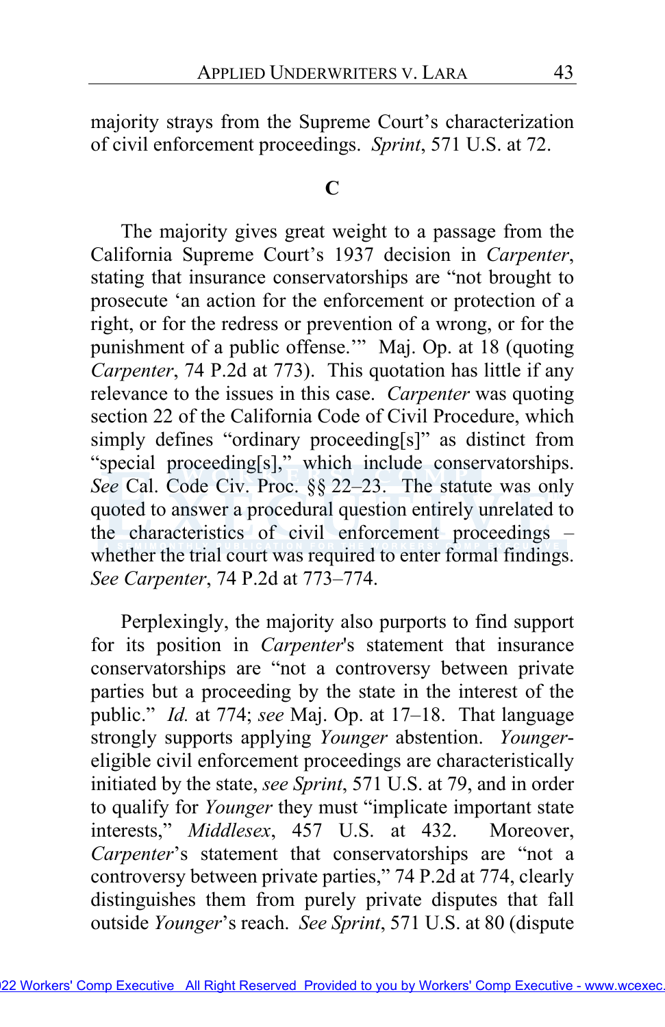majority strays from the Supreme Court's characterization of civil enforcement proceedings. *Sprint*, 571 U.S. at 72.

### C

The majority gives great weight to a passage from the California Supreme Court's 1937 decision in *Carpenter*, stating that insurance conservatorships are "not brought to prosecute 'an action for the enforcement or protection of a right, or for the redress or prevention of a wrong, or for the punishment of a public offense.'" Maj. Op. at 18 (quoting *Carpenter*, 74 P.2d at 773). This quotation has little if any relevance to the issues in this case. *Carpenter* was quoting section 22 of the California Code of Civil Procedure, which simply defines "ordinary proceeding[s]" as distinct from "special proceeding[s]," which include conservatorships. *See* Cal. Code Civ. Proc. §§ 22–23. The statute was only quoted to answer a procedural question entirely unrelated to the characteristics of civil enforcement proceedings – whether the trial court was required to enter formal findings. *See Carpenter*, 74 P.2d at 773–774.

Perplexingly, the majority also purports to find support for its position in *Carpenter*'s statement that insurance conservatorships are "not a controversy between private parties but a proceeding by the state in the interest of the public." *Id.* at 774; *see* Maj. Op. at 17–18. That language strongly supports applying *Younger* abstention. *Younger*-eligible civil enforcement proceedings are characteristically initiated by the state, *see Sprint*, 571 U.S. at 79, and in order to qualify for *Younger* they must "implicate important state interests," *Middlesex*, 457 U.S. at 432. Moreover, *Carpenter*'s statement that conservatorships are "not a controversy between private parties," 74 P.2d at 774, clearly distinguishes them from purely private disputes that fall outside *Younger*'s reach. *See Sprint*, 571 U.S. at 80 (dispute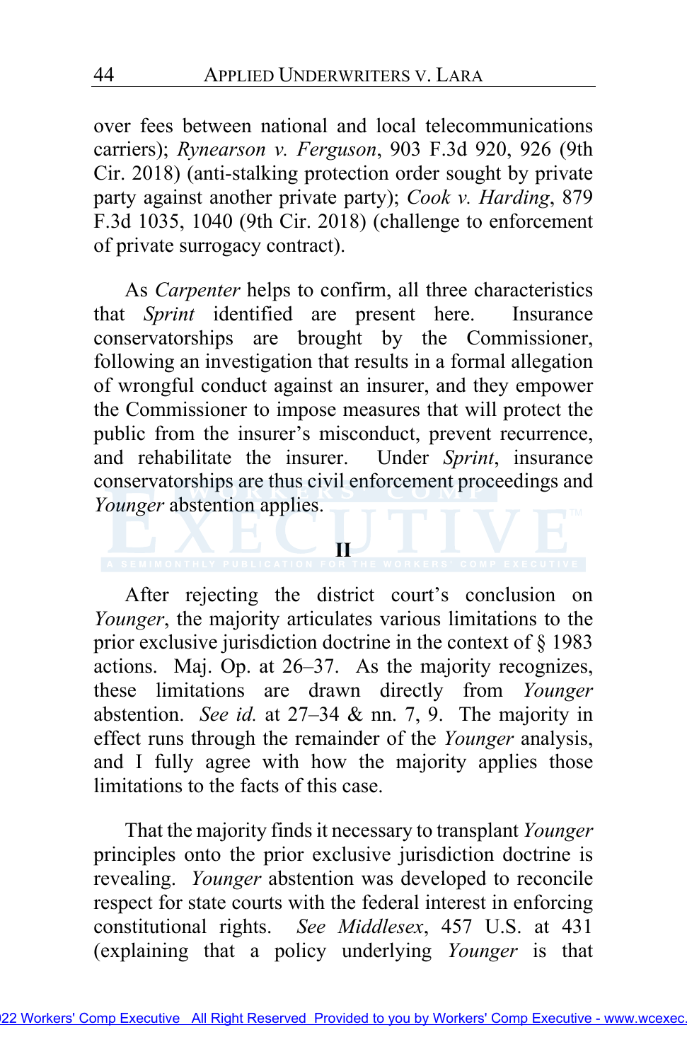over fees between national and local telecommunications carriers); *Rynearson v. Ferguson*, 903 F.3d 920, 926 (9th Cir. 2018) (anti-stalking protection order sought by private party against another private party); *Cook v. Harding*, 879 F.3d 1035, 1040 (9th Cir. 2018) (challenge to enforcement of private surrogacy contract).

As *Carpenter* helps to confirm, all three characteristics that *Sprint* identified are present here. Insurance conservatorships are brought by the Commissioner, following an investigation that results in a formal allegation of wrongful conduct against an insurer, and they empower the Commissioner to impose measures that will protect the public from the insurer's misconduct, prevent recurrence, and rehabilitate the insurer. Under *Sprint*, insurance conservatorships are thus civil enforcement proceedings and *Younger* abstention applies.

## II

After rejecting the district court's conclusion on *Younger*, the majority articulates various limitations to the prior exclusive jurisdiction doctrine in the context of § 1983 actions. Maj. Op. at 26–37. As the majority recognizes, these limitations are drawn directly from *Younger* abstention. *See id.* at 27–34 & nn. 7, 9. The majority in effect runs through the remainder of the *Younger* analysis, and I fully agree with how the majority applies those limitations to the facts of this case.

That the majority finds it necessary to transplant *Younger* principles onto the prior exclusive jurisdiction doctrine is revealing. *Younger* abstention was developed to reconcile respect for state courts with the federal interest in enforcing constitutional rights. *See Middlesex*, 457 U.S. at 431 (explaining that a policy underlying *Younger* is that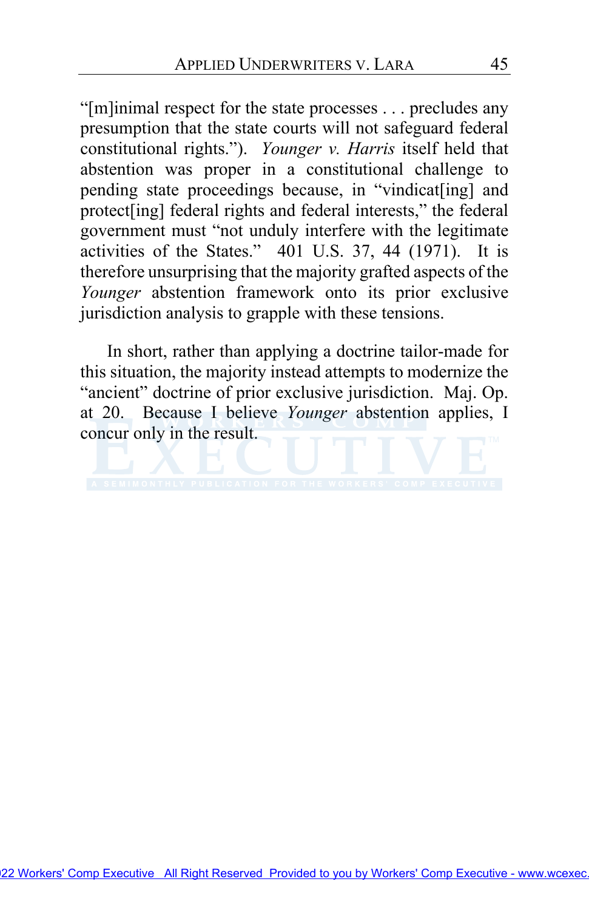"[m]inimal respect for the state processes . . . precludes any presumption that the state courts will not safeguard federal constitutional rights."). *Younger v. Harris* itself held that abstention was proper in a constitutional challenge to pending state proceedings because, in "vindicat[ing] and protect[ing] federal rights and federal interests," the federal government must "not unduly interfere with the legitimate activities of the States." 401 U.S. 37, 44 (1971). It is therefore unsurprising that the majority grafted aspects of the *Younger* abstention framework onto its prior exclusive jurisdiction analysis to grapple with these tensions.

In short, rather than applying a doctrine tailor-made for this situation, the majority instead attempts to modernize the "ancient" doctrine of prior exclusive jurisdiction. Maj. Op. at 20. Because I believe *Younger* abstention applies, I concur only in the result.